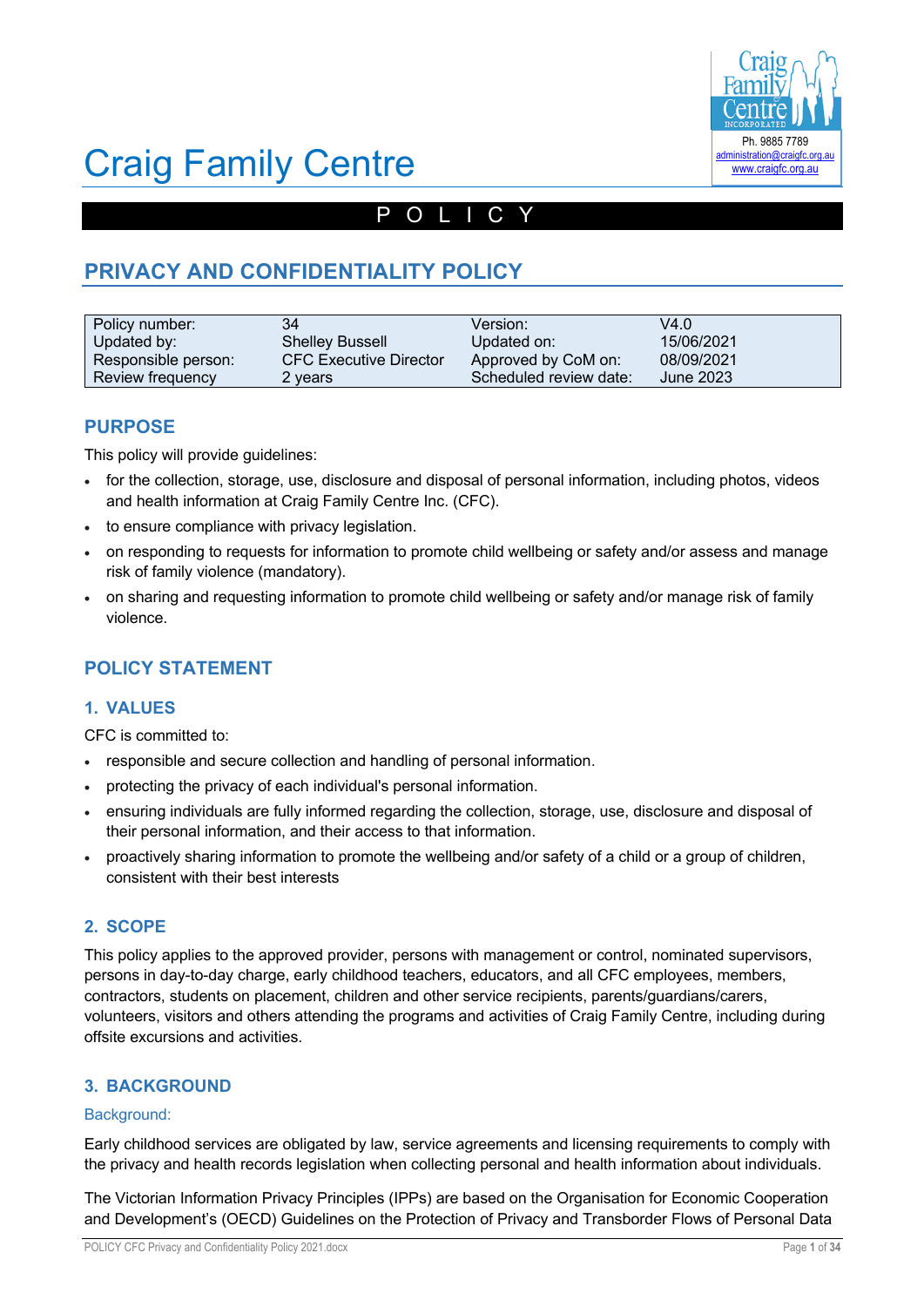# Craig Family Centre

Ph. 9885 7789
administration@craigfc.org.au
www.craigfc.org.au

P O L I C Y

## PRIVACY AND CONFIDENTIALITY POLICY

| Policy number: | 34 | Version: | V4.0 |
|---|---|---|---|
| Updated by: | Shelley Bussell | Updated on: | 15/06/2021 |
| Responsible person: | CFC Executive Director | Approved by CoM on: | 08/09/2021 |
| Review frequency | 2 years | Scheduled review date: | June 2023 |

### PURPOSE

This policy will provide guidelines:

- for the collection, storage, use, disclosure and disposal of personal information, including photos, videos and health information at Craig Family Centre Inc. (CFC).
- to ensure compliance with privacy legislation.
- on responding to requests for information to promote child wellbeing or safety and/or assess and manage risk of family violence (mandatory).
- on sharing and requesting information to promote child wellbeing or safety and/or manage risk of family violence.

### POLICY STATEMENT

#### 1. VALUES

CFC is committed to:

- responsible and secure collection and handling of personal information.
- protecting the privacy of each individual's personal information.
- ensuring individuals are fully informed regarding the collection, storage, use, disclosure and disposal of their personal information, and their access to that information.
- proactively sharing information to promote the wellbeing and/or safety of a child or a group of children, consistent with their best interests

#### 2. SCOPE

This policy applies to the approved provider, persons with management or control, nominated supervisors, persons in day-to-day charge, early childhood teachers, educators, and all CFC employees, members, contractors, students on placement, children and other service recipients, parents/guardians/carers, volunteers, visitors and others attending the programs and activities of Craig Family Centre, including during offsite excursions and activities.

#### 3. BACKGROUND

Background:

Early childhood services are obligated by law, service agreements and licensing requirements to comply with the privacy and health records legislation when collecting personal and health information about individuals.

The Victorian Information Privacy Principles (IPPs) are based on the Organisation for Economic Cooperation and Development's (OECD) Guidelines on the Protection of Privacy and Transborder Flows of Personal Data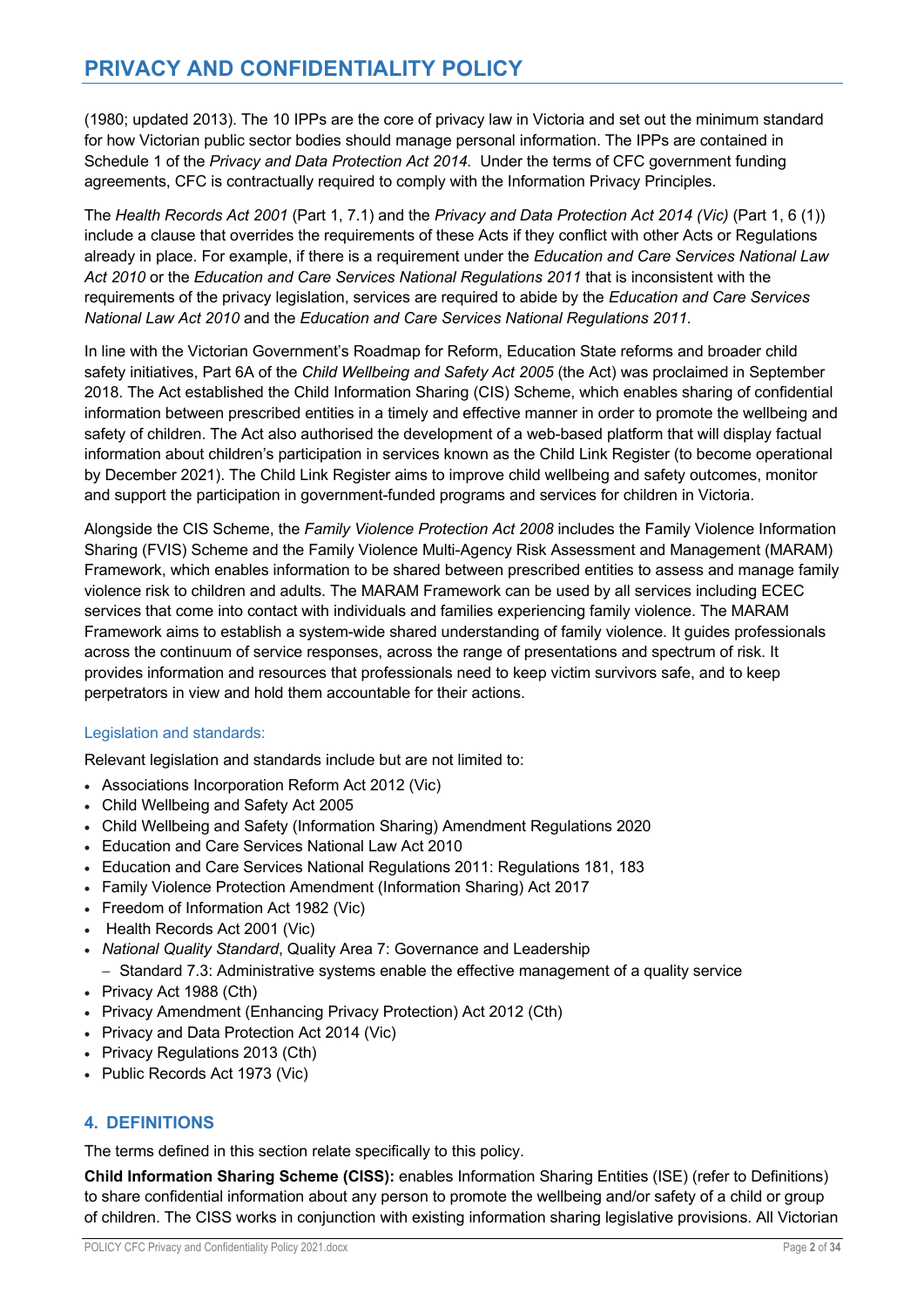(1980; updated 2013). The 10 IPPs are the core of privacy law in Victoria and set out the minimum standard for how Victorian public sector bodies should manage personal information. The IPPs are contained in Schedule 1 of the *Privacy and Data Protection Act 2014.* Under the terms of CFC government funding agreements, CFC is contractually required to comply with the Information Privacy Principles.

The *Health Records Act 2001* (Part 1, 7.1) and the *Privacy and Data Protection Act 2014 (Vic)* (Part 1, 6 (1)) include a clause that overrides the requirements of these Acts if they conflict with other Acts or Regulations already in place. For example, if there is a requirement under the *Education and Care Services National Law Act 2010* or the *Education and Care Services National Regulations 2011* that is inconsistent with the requirements of the privacy legislation, services are required to abide by the *Education and Care Services National Law Act 2010* and the *Education and Care Services National Regulations 2011.*

In line with the Victorian Government's Roadmap for Reform, Education State reforms and broader child safety initiatives, Part 6A of the *Child Wellbeing and Safety Act 2005* (the Act) was proclaimed in September 2018. The Act established the Child Information Sharing (CIS) Scheme, which enables sharing of confidential information between prescribed entities in a timely and effective manner in order to promote the wellbeing and safety of children. The Act also authorised the development of a web-based platform that will display factual information about children's participation in services known as the Child Link Register (to become operational by December 2021). The Child Link Register aims to improve child wellbeing and safety outcomes, monitor and support the participation in government-funded programs and services for children in Victoria.

Alongside the CIS Scheme, the *Family Violence Protection Act 2008* includes the Family Violence Information Sharing (FVIS) Scheme and the Family Violence Multi-Agency Risk Assessment and Management (MARAM) Framework, which enables information to be shared between prescribed entities to assess and manage family violence risk to children and adults. The MARAM Framework can be used by all services including ECEC services that come into contact with individuals and families experiencing family violence. The MARAM Framework aims to establish a system-wide shared understanding of family violence. It guides professionals across the continuum of service responses, across the range of presentations and spectrum of risk. It provides information and resources that professionals need to keep victim survivors safe, and to keep perpetrators in view and hold them accountable for their actions.

### Legislation and standards:

Relevant legislation and standards include but are not limited to:

- Associations Incorporation Reform Act 2012 (Vic)
- Child Wellbeing and Safety Act 2005
- Child Wellbeing and Safety (Information Sharing) Amendment Regulations 2020
- Education and Care Services National Law Act 2010
- Education and Care Services National Regulations 2011: Regulations 181, 183
- Family Violence Protection Amendment (Information Sharing) Act 2017
- Freedom of Information Act 1982 (Vic)
- Health Records Act 2001 (Vic)
- *National Quality Standard*, Quality Area 7: Governance and Leadership
  - Standard 7.3: Administrative systems enable the effective management of a quality service
- Privacy Act 1988 (Cth)
- Privacy Amendment (Enhancing Privacy Protection) Act 2012 (Cth)
- Privacy and Data Protection Act 2014 (Vic)
- Privacy Regulations 2013 (Cth)
- Public Records Act 1973 (Vic)

## 4. DEFINITIONS

The terms defined in this section relate specifically to this policy.

**Child Information Sharing Scheme (CISS):** enables Information Sharing Entities (ISE) (refer to Definitions) to share confidential information about any person to promote the wellbeing and/or safety of a child or group of children. The CISS works in conjunction with existing information sharing legislative provisions. All Victorian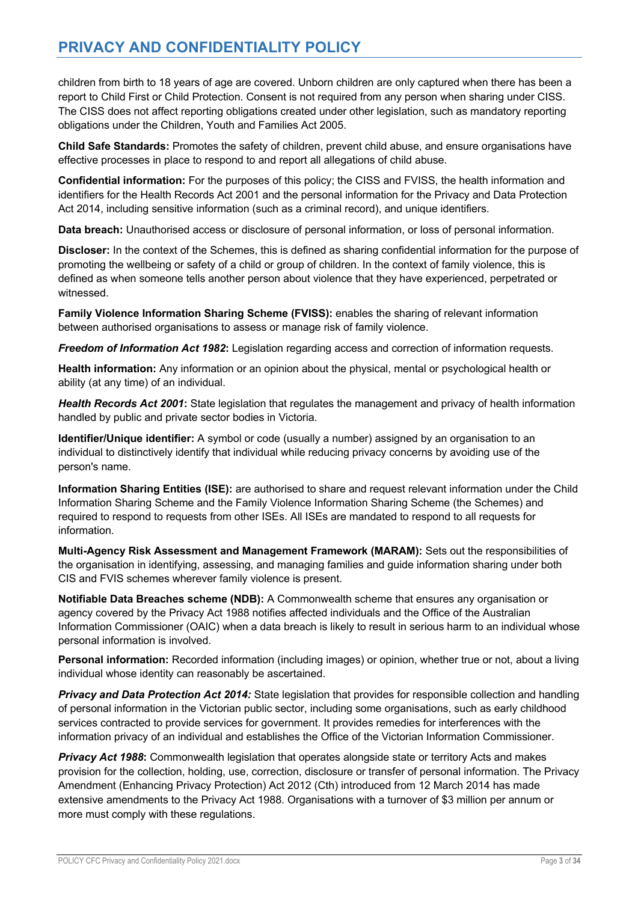children from birth to 18 years of age are covered. Unborn children are only captured when there has been a report to Child First or Child Protection. Consent is not required from any person when sharing under CISS. The CISS does not affect reporting obligations created under other legislation, such as mandatory reporting obligations under the Children, Youth and Families Act 2005.

**Child Safe Standards:** Promotes the safety of children, prevent child abuse, and ensure organisations have effective processes in place to respond to and report all allegations of child abuse.

**Confidential information:** For the purposes of this policy; the CISS and FVISS, the health information and identifiers for the Health Records Act 2001 and the personal information for the Privacy and Data Protection Act 2014, including sensitive information (such as a criminal record), and unique identifiers.

**Data breach:** Unauthorised access or disclosure of personal information, or loss of personal information.

**Discloser:** In the context of the Schemes, this is defined as sharing confidential information for the purpose of promoting the wellbeing or safety of a child or group of children. In the context of family violence, this is defined as when someone tells another person about violence that they have experienced, perpetrated or witnessed.

**Family Violence Information Sharing Scheme (FVISS):** enables the sharing of relevant information between authorised organisations to assess or manage risk of family violence.

***Freedom of Information Act 1982*:** Legislation regarding access and correction of information requests.

**Health information:** Any information or an opinion about the physical, mental or psychological health or ability (at any time) of an individual.

***Health Records Act 2001*:** State legislation that regulates the management and privacy of health information handled by public and private sector bodies in Victoria.

**Identifier/Unique identifier:** A symbol or code (usually a number) assigned by an organisation to an individual to distinctively identify that individual while reducing privacy concerns by avoiding use of the person's name.

**Information Sharing Entities (ISE):** are authorised to share and request relevant information under the Child Information Sharing Scheme and the Family Violence Information Sharing Scheme (the Schemes) and required to respond to requests from other ISEs. All ISEs are mandated to respond to all requests for information.

**Multi-Agency Risk Assessment and Management Framework (MARAM):** Sets out the responsibilities of the organisation in identifying, assessing, and managing families and guide information sharing under both CIS and FVIS schemes wherever family violence is present.

**Notifiable Data Breaches scheme (NDB):** A Commonwealth scheme that ensures any organisation or agency covered by the Privacy Act 1988 notifies affected individuals and the Office of the Australian Information Commissioner (OAIC) when a data breach is likely to result in serious harm to an individual whose personal information is involved.

**Personal information:** Recorded information (including images) or opinion, whether true or not, about a living individual whose identity can reasonably be ascertained.

***Privacy and Data Protection Act 2014:*** State legislation that provides for responsible collection and handling of personal information in the Victorian public sector, including some organisations, such as early childhood services contracted to provide services for government. It provides remedies for interferences with the information privacy of an individual and establishes the Office of the Victorian Information Commissioner.

***Privacy Act 1988*:** Commonwealth legislation that operates alongside state or territory Acts and makes provision for the collection, holding, use, correction, disclosure or transfer of personal information. The Privacy Amendment (Enhancing Privacy Protection) Act 2012 (Cth) introduced from 12 March 2014 has made extensive amendments to the Privacy Act 1988. Organisations with a turnover of $3 million per annum or more must comply with these regulations.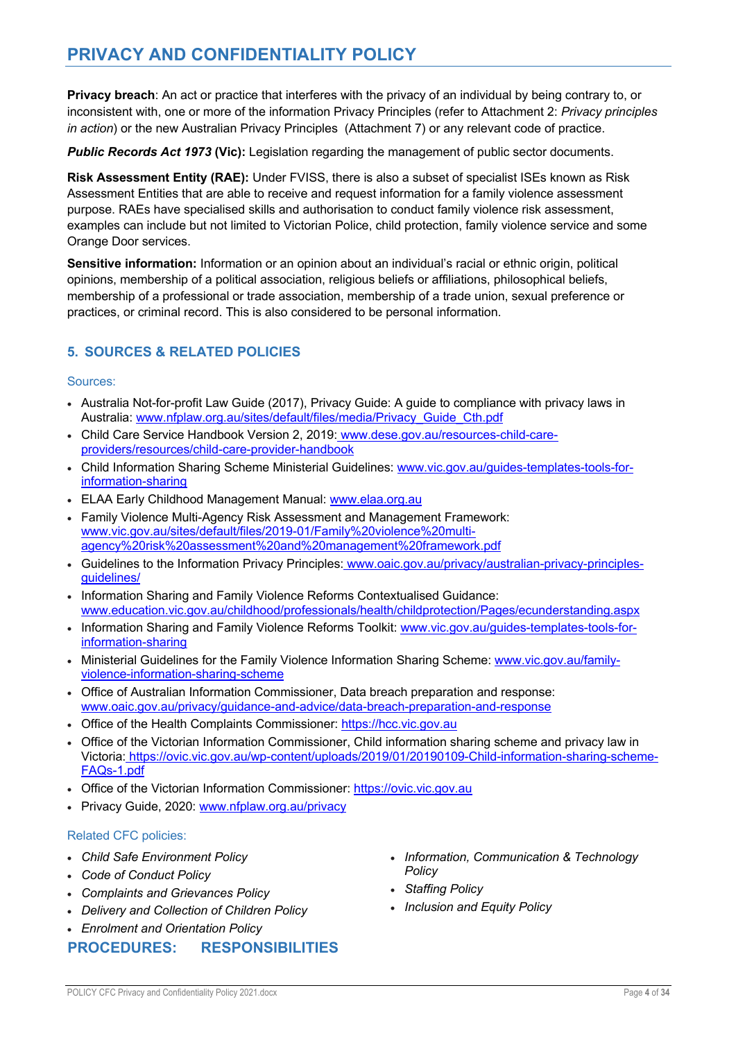**Privacy breach**: An act or practice that interferes with the privacy of an individual by being contrary to, or inconsistent with, one or more of the information Privacy Principles (refer to Attachment 2: *Privacy principles in action*) or the new Australian Privacy Principles (Attachment 7) or any relevant code of practice.

***Public Records Act 1973*** **(Vic):** Legislation regarding the management of public sector documents.

**Risk Assessment Entity (RAE):** Under FVISS, there is also a subset of specialist ISEs known as Risk Assessment Entities that are able to receive and request information for a family violence assessment purpose. RAEs have specialised skills and authorisation to conduct family violence risk assessment, examples can include but not limited to Victorian Police, child protection, family violence service and some Orange Door services.

**Sensitive information:** Information or an opinion about an individual's racial or ethnic origin, political opinions, membership of a political association, religious beliefs or affiliations, philosophical beliefs, membership of a professional or trade association, membership of a trade union, sexual preference or practices, or criminal record. This is also considered to be personal information.

## 5. SOURCES & RELATED POLICIES

### Sources:

- Australia Not-for-profit Law Guide (2017), Privacy Guide: A guide to compliance with privacy laws in Australia: www.nfplaw.org.au/sites/default/files/media/Privacy_Guide_Cth.pdf
- Child Care Service Handbook Version 2, 2019: www.dese.gov.au/resources-child-care-providers/resources/child-care-provider-handbook
- Child Information Sharing Scheme Ministerial Guidelines: www.vic.gov.au/guides-templates-tools-for-information-sharing
- ELAA Early Childhood Management Manual: www.elaa.org.au
- Family Violence Multi-Agency Risk Assessment and Management Framework: www.vic.gov.au/sites/default/files/2019-01/Family%20violence%20multi-agency%20risk%20assessment%20and%20management%20framework.pdf
- Guidelines to the Information Privacy Principles: www.oaic.gov.au/privacy/australian-privacy-principles-guidelines/
- Information Sharing and Family Violence Reforms Contextualised Guidance: www.education.vic.gov.au/childhood/professionals/health/childprotection/Pages/ecunderstanding.aspx
- Information Sharing and Family Violence Reforms Toolkit: www.vic.gov.au/guides-templates-tools-for-information-sharing
- Ministerial Guidelines for the Family Violence Information Sharing Scheme: www.vic.gov.au/family-violence-information-sharing-scheme
- Office of Australian Information Commissioner, Data breach preparation and response: www.oaic.gov.au/privacy/guidance-and-advice/data-breach-preparation-and-response
- Office of the Health Complaints Commissioner: https://hcc.vic.gov.au
- Office of the Victorian Information Commissioner, Child information sharing scheme and privacy law in Victoria: https://ovic.vic.gov.au/wp-content/uploads/2019/01/20190109-Child-information-sharing-scheme-FAQs-1.pdf
- Office of the Victorian Information Commissioner: https://ovic.vic.gov.au
- Privacy Guide, 2020: www.nfplaw.org.au/privacy

### Related CFC policies:

- *Child Safe Environment Policy*
- *Code of Conduct Policy*
- *Complaints and Grievances Policy*
- *Delivery and Collection of Children Policy*
- *Enrolment and Orientation Policy*
- *Information, Communication & Technology Policy*
- *Staffing Policy*
- *Inclusion and Equity Policy*

## PROCEDURES: RESPONSIBILITIES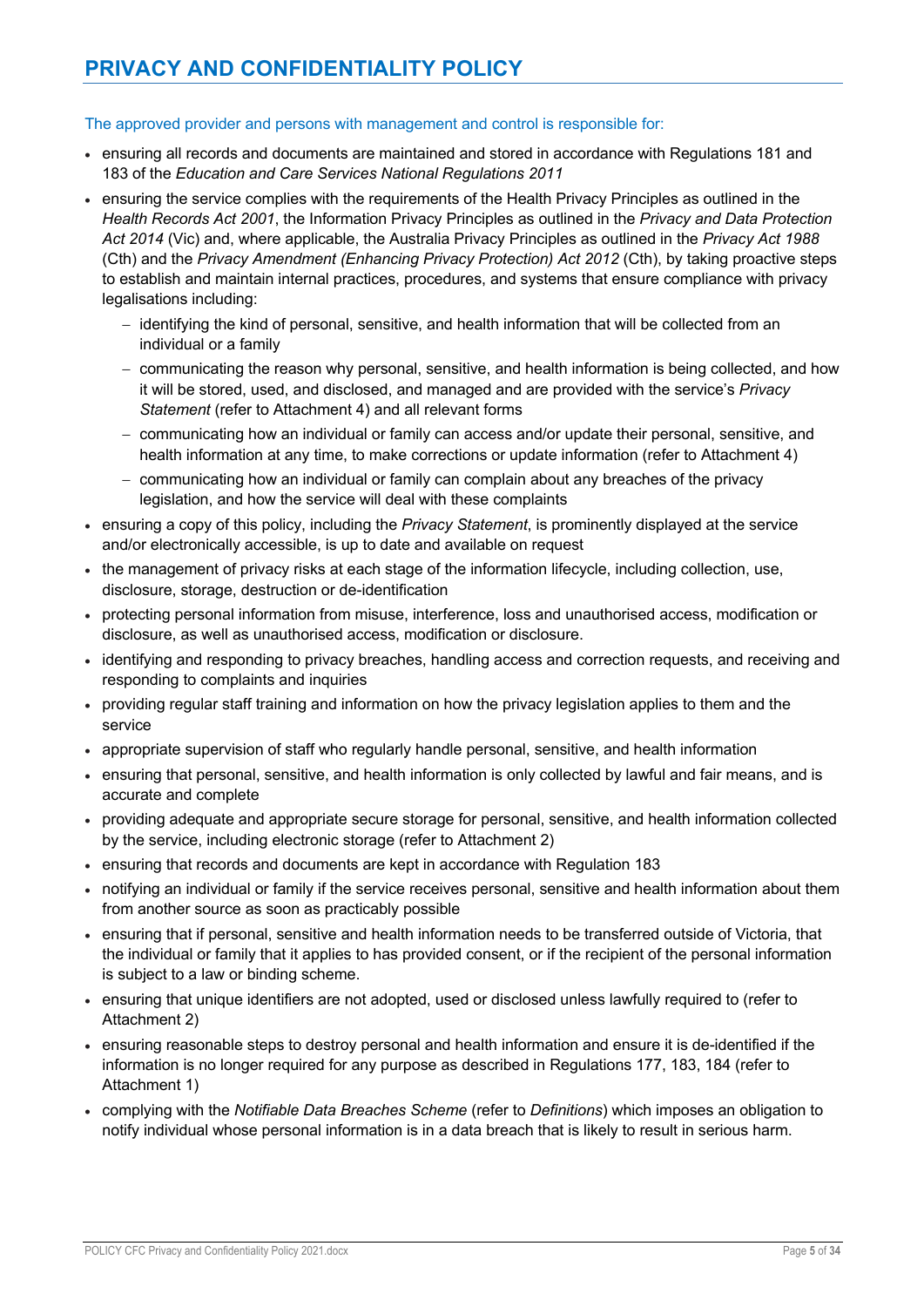# PRIVACY AND CONFIDENTIALITY POLICY

The approved provider and persons with management and control is responsible for:

- ensuring all records and documents are maintained and stored in accordance with Regulations 181 and 183 of the *Education and Care Services National Regulations 2011*
- ensuring the service complies with the requirements of the Health Privacy Principles as outlined in the *Health Records Act 2001*, the Information Privacy Principles as outlined in the *Privacy and Data Protection Act 2014* (Vic) and, where applicable, the Australia Privacy Principles as outlined in the *Privacy Act 1988* (Cth) and the *Privacy Amendment (Enhancing Privacy Protection) Act 2012* (Cth), by taking proactive steps to establish and maintain internal practices, procedures, and systems that ensure compliance with privacy legalisations including:
  - identifying the kind of personal, sensitive, and health information that will be collected from an individual or a family
  - communicating the reason why personal, sensitive, and health information is being collected, and how it will be stored, used, and disclosed, and managed and are provided with the service's *Privacy Statement* (refer to Attachment 4) and all relevant forms
  - communicating how an individual or family can access and/or update their personal, sensitive, and health information at any time, to make corrections or update information (refer to Attachment 4)
  - communicating how an individual or family can complain about any breaches of the privacy legislation, and how the service will deal with these complaints
- ensuring a copy of this policy, including the *Privacy Statement*, is prominently displayed at the service and/or electronically accessible, is up to date and available on request
- the management of privacy risks at each stage of the information lifecycle, including collection, use, disclosure, storage, destruction or de-identification
- protecting personal information from misuse, interference, loss and unauthorised access, modification or disclosure, as well as unauthorised access, modification or disclosure.
- identifying and responding to privacy breaches, handling access and correction requests, and receiving and responding to complaints and inquiries
- providing regular staff training and information on how the privacy legislation applies to them and the service
- appropriate supervision of staff who regularly handle personal, sensitive, and health information
- ensuring that personal, sensitive, and health information is only collected by lawful and fair means, and is accurate and complete
- providing adequate and appropriate secure storage for personal, sensitive, and health information collected by the service, including electronic storage (refer to Attachment 2)
- ensuring that records and documents are kept in accordance with Regulation 183
- notifying an individual or family if the service receives personal, sensitive and health information about them from another source as soon as practicably possible
- ensuring that if personal, sensitive and health information needs to be transferred outside of Victoria, that the individual or family that it applies to has provided consent, or if the recipient of the personal information is subject to a law or binding scheme.
- ensuring that unique identifiers are not adopted, used or disclosed unless lawfully required to (refer to Attachment 2)
- ensuring reasonable steps to destroy personal and health information and ensure it is de-identified if the information is no longer required for any purpose as described in Regulations 177, 183, 184 (refer to Attachment 1)
- complying with the *Notifiable Data Breaches Scheme* (refer to *Definitions*) which imposes an obligation to notify individual whose personal information is in a data breach that is likely to result in serious harm.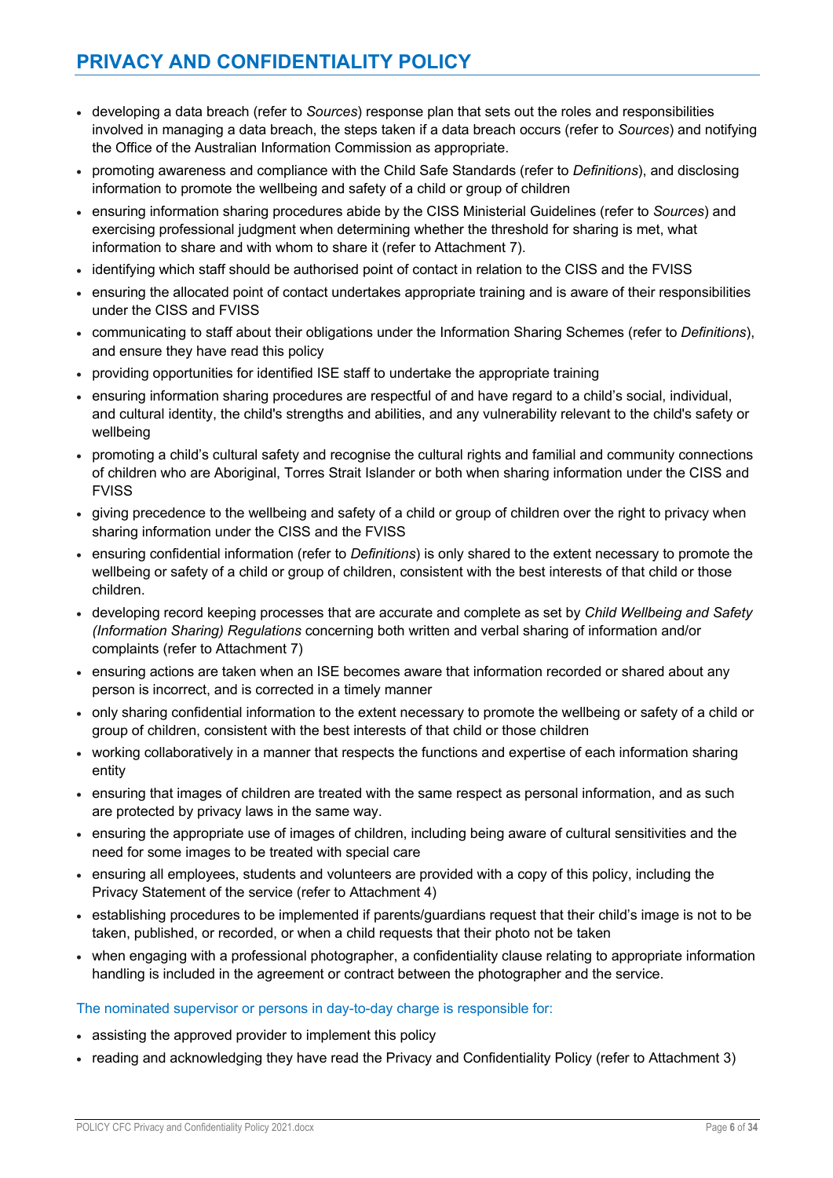- developing a data breach (refer to *Sources*) response plan that sets out the roles and responsibilities involved in managing a data breach, the steps taken if a data breach occurs (refer to *Sources*) and notifying the Office of the Australian Information Commission as appropriate.
- promoting awareness and compliance with the Child Safe Standards (refer to *Definitions*), and disclosing information to promote the wellbeing and safety of a child or group of children
- ensuring information sharing procedures abide by the CISS Ministerial Guidelines (refer to *Sources*) and exercising professional judgment when determining whether the threshold for sharing is met, what information to share and with whom to share it (refer to Attachment 7).
- identifying which staff should be authorised point of contact in relation to the CISS and the FVISS
- ensuring the allocated point of contact undertakes appropriate training and is aware of their responsibilities under the CISS and FVISS
- communicating to staff about their obligations under the Information Sharing Schemes (refer to *Definitions*), and ensure they have read this policy
- providing opportunities for identified ISE staff to undertake the appropriate training
- ensuring information sharing procedures are respectful of and have regard to a child's social, individual, and cultural identity, the child's strengths and abilities, and any vulnerability relevant to the child's safety or wellbeing
- promoting a child's cultural safety and recognise the cultural rights and familial and community connections of children who are Aboriginal, Torres Strait Islander or both when sharing information under the CISS and FVISS
- giving precedence to the wellbeing and safety of a child or group of children over the right to privacy when sharing information under the CISS and the FVISS
- ensuring confidential information (refer to *Definitions*) is only shared to the extent necessary to promote the wellbeing or safety of a child or group of children, consistent with the best interests of that child or those children.
- developing record keeping processes that are accurate and complete as set by *Child Wellbeing and Safety (Information Sharing) Regulations* concerning both written and verbal sharing of information and/or complaints (refer to Attachment 7)
- ensuring actions are taken when an ISE becomes aware that information recorded or shared about any person is incorrect, and is corrected in a timely manner
- only sharing confidential information to the extent necessary to promote the wellbeing or safety of a child or group of children, consistent with the best interests of that child or those children
- working collaboratively in a manner that respects the functions and expertise of each information sharing entity
- ensuring that images of children are treated with the same respect as personal information, and as such are protected by privacy laws in the same way.
- ensuring the appropriate use of images of children, including being aware of cultural sensitivities and the need for some images to be treated with special care
- ensuring all employees, students and volunteers are provided with a copy of this policy, including the Privacy Statement of the service (refer to Attachment 4)
- establishing procedures to be implemented if parents/guardians request that their child's image is not to be taken, published, or recorded, or when a child requests that their photo not be taken
- when engaging with a professional photographer, a confidentiality clause relating to appropriate information handling is included in the agreement or contract between the photographer and the service.

The nominated supervisor or persons in day-to-day charge is responsible for:

- assisting the approved provider to implement this policy
- reading and acknowledging they have read the Privacy and Confidentiality Policy (refer to Attachment 3)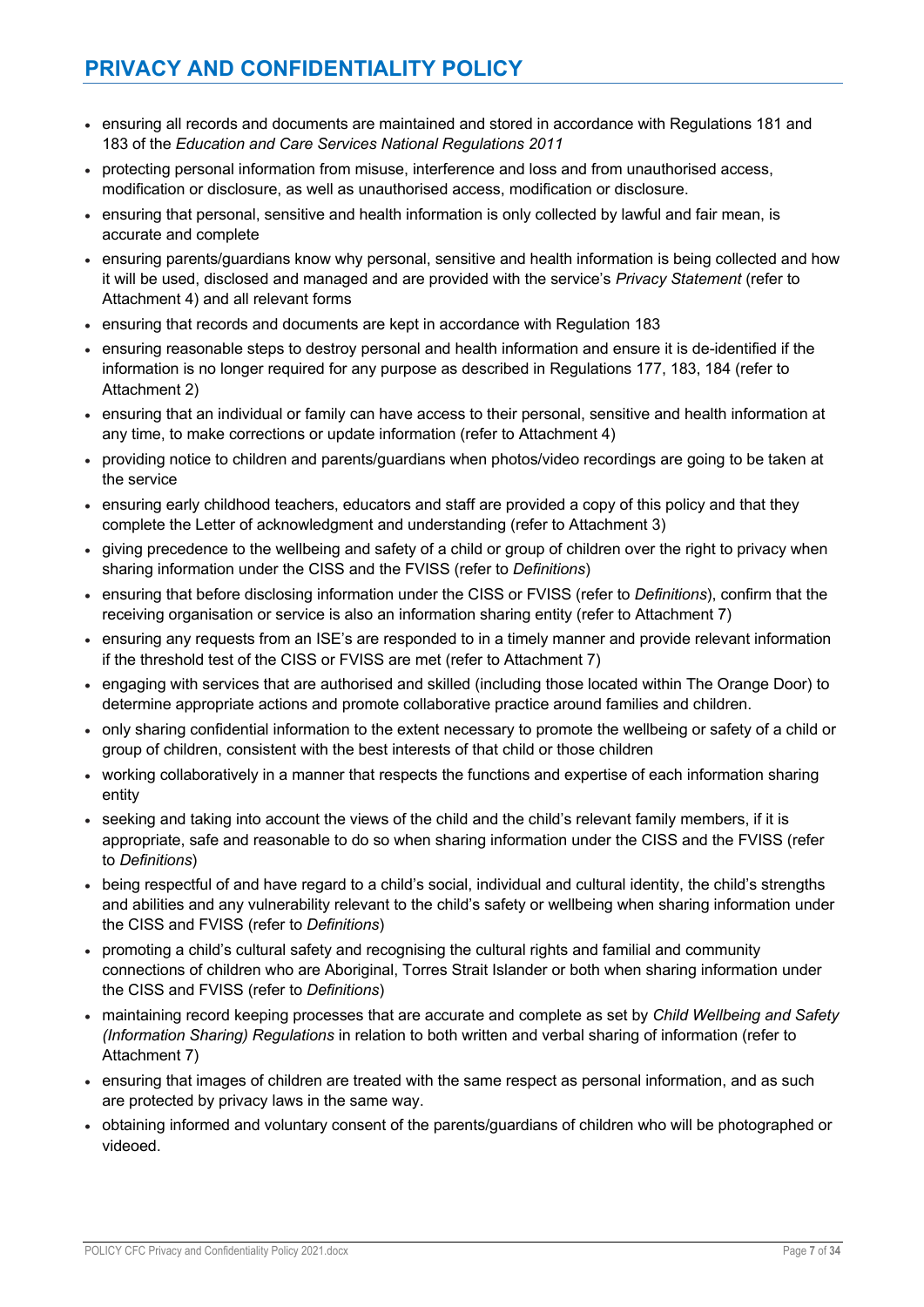- ensuring all records and documents are maintained and stored in accordance with Regulations 181 and 183 of the *Education and Care Services National Regulations 2011*
- protecting personal information from misuse, interference and loss and from unauthorised access, modification or disclosure, as well as unauthorised access, modification or disclosure.
- ensuring that personal, sensitive and health information is only collected by lawful and fair mean, is accurate and complete
- ensuring parents/guardians know why personal, sensitive and health information is being collected and how it will be used, disclosed and managed and are provided with the service's *Privacy Statement* (refer to Attachment 4) and all relevant forms
- ensuring that records and documents are kept in accordance with Regulation 183
- ensuring reasonable steps to destroy personal and health information and ensure it is de-identified if the information is no longer required for any purpose as described in Regulations 177, 183, 184 (refer to Attachment 2)
- ensuring that an individual or family can have access to their personal, sensitive and health information at any time, to make corrections or update information (refer to Attachment 4)
- providing notice to children and parents/guardians when photos/video recordings are going to be taken at the service
- ensuring early childhood teachers, educators and staff are provided a copy of this policy and that they complete the Letter of acknowledgment and understanding (refer to Attachment 3)
- giving precedence to the wellbeing and safety of a child or group of children over the right to privacy when sharing information under the CISS and the FVISS (refer to *Definitions*)
- ensuring that before disclosing information under the CISS or FVISS (refer to *Definitions*), confirm that the receiving organisation or service is also an information sharing entity (refer to Attachment 7)
- ensuring any requests from an ISE's are responded to in a timely manner and provide relevant information if the threshold test of the CISS or FVISS are met (refer to Attachment 7)
- engaging with services that are authorised and skilled (including those located within The Orange Door) to determine appropriate actions and promote collaborative practice around families and children.
- only sharing confidential information to the extent necessary to promote the wellbeing or safety of a child or group of children, consistent with the best interests of that child or those children
- working collaboratively in a manner that respects the functions and expertise of each information sharing entity
- seeking and taking into account the views of the child and the child's relevant family members, if it is appropriate, safe and reasonable to do so when sharing information under the CISS and the FVISS (refer to *Definitions*)
- being respectful of and have regard to a child's social, individual and cultural identity, the child's strengths and abilities and any vulnerability relevant to the child's safety or wellbeing when sharing information under the CISS and FVISS (refer to *Definitions*)
- promoting a child's cultural safety and recognising the cultural rights and familial and community connections of children who are Aboriginal, Torres Strait Islander or both when sharing information under the CISS and FVISS (refer to *Definitions*)
- maintaining record keeping processes that are accurate and complete as set by *Child Wellbeing and Safety (Information Sharing) Regulations* in relation to both written and verbal sharing of information (refer to Attachment 7)
- ensuring that images of children are treated with the same respect as personal information, and as such are protected by privacy laws in the same way.
- obtaining informed and voluntary consent of the parents/guardians of children who will be photographed or videoed.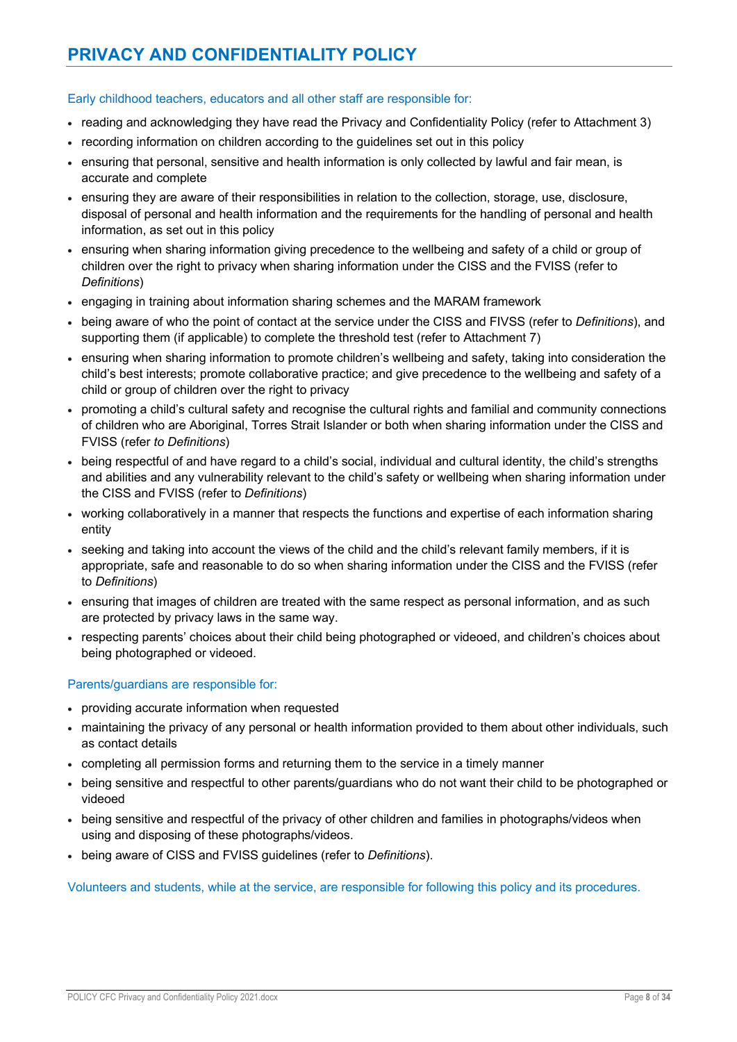# PRIVACY AND CONFIDENTIALITY POLICY

Early childhood teachers, educators and all other staff are responsible for:

- reading and acknowledging they have read the Privacy and Confidentiality Policy (refer to Attachment 3)
- recording information on children according to the guidelines set out in this policy
- ensuring that personal, sensitive and health information is only collected by lawful and fair mean, is accurate and complete
- ensuring they are aware of their responsibilities in relation to the collection, storage, use, disclosure, disposal of personal and health information and the requirements for the handling of personal and health information, as set out in this policy
- ensuring when sharing information giving precedence to the wellbeing and safety of a child or group of children over the right to privacy when sharing information under the CISS and the FVISS (refer to *Definitions*)
- engaging in training about information sharing schemes and the MARAM framework
- being aware of who the point of contact at the service under the CISS and FIVSS (refer to *Definitions*), and supporting them (if applicable) to complete the threshold test (refer to Attachment 7)
- ensuring when sharing information to promote children's wellbeing and safety, taking into consideration the child's best interests; promote collaborative practice; and give precedence to the wellbeing and safety of a child or group of children over the right to privacy
- promoting a child's cultural safety and recognise the cultural rights and familial and community connections of children who are Aboriginal, Torres Strait Islander or both when sharing information under the CISS and FVISS (refer *to Definitions*)
- being respectful of and have regard to a child's social, individual and cultural identity, the child's strengths and abilities and any vulnerability relevant to the child's safety or wellbeing when sharing information under the CISS and FVISS (refer to *Definitions*)
- working collaboratively in a manner that respects the functions and expertise of each information sharing entity
- seeking and taking into account the views of the child and the child's relevant family members, if it is appropriate, safe and reasonable to do so when sharing information under the CISS and the FVISS (refer to *Definitions*)
- ensuring that images of children are treated with the same respect as personal information, and as such are protected by privacy laws in the same way.
- respecting parents' choices about their child being photographed or videoed, and children's choices about being photographed or videoed.

Parents/guardians are responsible for:

- providing accurate information when requested
- maintaining the privacy of any personal or health information provided to them about other individuals, such as contact details
- completing all permission forms and returning them to the service in a timely manner
- being sensitive and respectful to other parents/guardians who do not want their child to be photographed or videoed
- being sensitive and respectful of the privacy of other children and families in photographs/videos when using and disposing of these photographs/videos.
- being aware of CISS and FVISS guidelines (refer to *Definitions*).

Volunteers and students, while at the service, are responsible for following this policy and its procedures.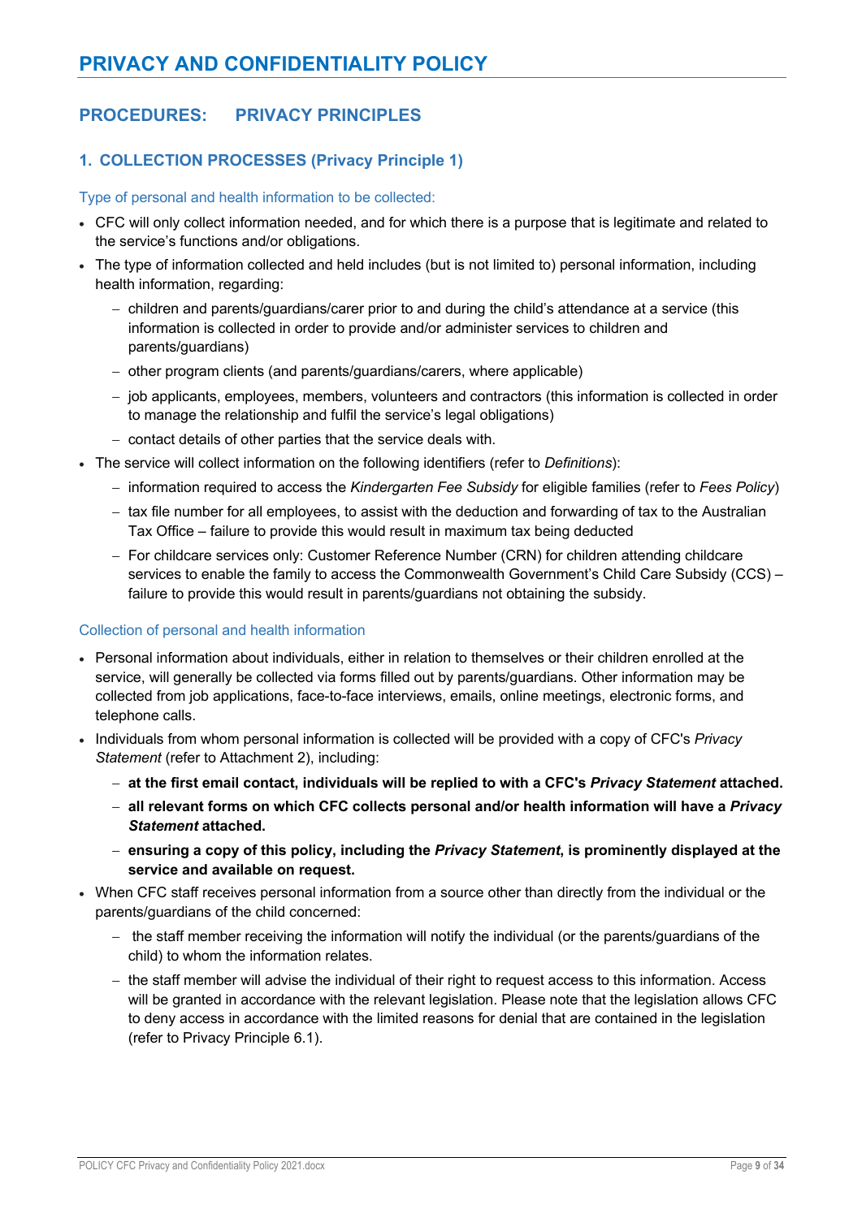# PRIVACY AND CONFIDENTIALITY POLICY

## PROCEDURES: PRIVACY PRINCIPLES

### 1. COLLECTION PROCESSES (Privacy Principle 1)

#### Type of personal and health information to be collected:

- CFC will only collect information needed, and for which there is a purpose that is legitimate and related to the service's functions and/or obligations.
- The type of information collected and held includes (but is not limited to) personal information, including health information, regarding:
  - children and parents/guardians/carer prior to and during the child's attendance at a service (this information is collected in order to provide and/or administer services to children and parents/guardians)
  - other program clients (and parents/guardians/carers, where applicable)
  - job applicants, employees, members, volunteers and contractors (this information is collected in order to manage the relationship and fulfil the service's legal obligations)
  - contact details of other parties that the service deals with.
- The service will collect information on the following identifiers (refer to *Definitions*):
  - information required to access the *Kindergarten Fee Subsidy* for eligible families (refer to *Fees Policy*)
  - tax file number for all employees, to assist with the deduction and forwarding of tax to the Australian Tax Office – failure to provide this would result in maximum tax being deducted
  - For childcare services only: Customer Reference Number (CRN) for children attending childcare services to enable the family to access the Commonwealth Government's Child Care Subsidy (CCS) – failure to provide this would result in parents/guardians not obtaining the subsidy.

#### Collection of personal and health information

- Personal information about individuals, either in relation to themselves or their children enrolled at the service, will generally be collected via forms filled out by parents/guardians. Other information may be collected from job applications, face-to-face interviews, emails, online meetings, electronic forms, and telephone calls.
- Individuals from whom personal information is collected will be provided with a copy of CFC's *Privacy Statement* (refer to Attachment 2), including:
  - **at the first email contact, individuals will be replied to with a CFC's *Privacy Statement* attached.**
  - **all relevant forms on which CFC collects personal and/or health information will have a *Privacy Statement* attached.**
  - **ensuring a copy of this policy, including the *Privacy Statement*, is prominently displayed at the service and available on request.**
- When CFC staff receives personal information from a source other than directly from the individual or the parents/guardians of the child concerned:
  - the staff member receiving the information will notify the individual (or the parents/guardians of the child) to whom the information relates.
  - the staff member will advise the individual of their right to request access to this information. Access will be granted in accordance with the relevant legislation. Please note that the legislation allows CFC to deny access in accordance with the limited reasons for denial that are contained in the legislation (refer to Privacy Principle 6.1).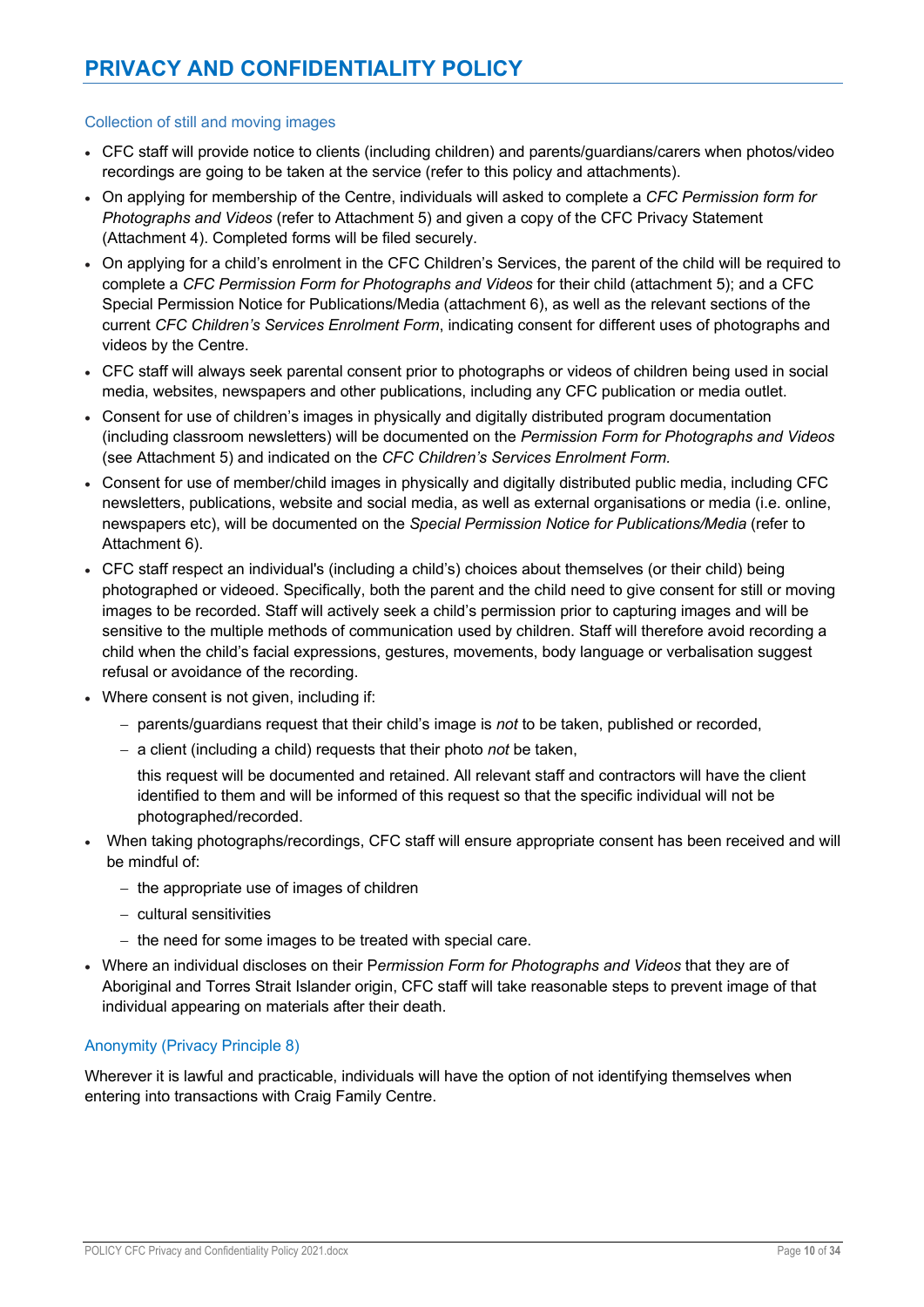## Collection of still and moving images

- CFC staff will provide notice to clients (including children) and parents/guardians/carers when photos/video recordings are going to be taken at the service (refer to this policy and attachments).
- On applying for membership of the Centre, individuals will asked to complete a *CFC Permission form for Photographs and Videos* (refer to Attachment 5) and given a copy of the CFC Privacy Statement (Attachment 4). Completed forms will be filed securely.
- On applying for a child's enrolment in the CFC Children's Services, the parent of the child will be required to complete a *CFC Permission Form for Photographs and Videos* for their child (attachment 5); and a CFC Special Permission Notice for Publications/Media (attachment 6), as well as the relevant sections of the current *CFC Children's Services Enrolment Form*, indicating consent for different uses of photographs and videos by the Centre.
- CFC staff will always seek parental consent prior to photographs or videos of children being used in social media, websites, newspapers and other publications, including any CFC publication or media outlet.
- Consent for use of children's images in physically and digitally distributed program documentation (including classroom newsletters) will be documented on the *Permission Form for Photographs and Videos* (see Attachment 5) and indicated on the *CFC Children's Services Enrolment Form.*
- Consent for use of member/child images in physically and digitally distributed public media, including CFC newsletters, publications, website and social media, as well as external organisations or media (i.e. online, newspapers etc), will be documented on the *Special Permission Notice for Publications/Media* (refer to Attachment 6).
- CFC staff respect an individual's (including a child's) choices about themselves (or their child) being photographed or videoed. Specifically, both the parent and the child need to give consent for still or moving images to be recorded. Staff will actively seek a child's permission prior to capturing images and will be sensitive to the multiple methods of communication used by children. Staff will therefore avoid recording a child when the child's facial expressions, gestures, movements, body language or verbalisation suggest refusal or avoidance of the recording.
- Where consent is not given, including if:
  - parents/guardians request that their child's image is *not* to be taken, published or recorded,
  - a client (including a child) requests that their photo *not* be taken,

  this request will be documented and retained. All relevant staff and contractors will have the client identified to them and will be informed of this request so that the specific individual will not be photographed/recorded.
- When taking photographs/recordings, CFC staff will ensure appropriate consent has been received and will be mindful of:
  - the appropriate use of images of children
  - cultural sensitivities
  - the need for some images to be treated with special care.
- Where an individual discloses on their P*ermission Form for Photographs and Videos* that they are of Aboriginal and Torres Strait Islander origin, CFC staff will take reasonable steps to prevent image of that individual appearing on materials after their death.

## Anonymity (Privacy Principle 8)

Wherever it is lawful and practicable, individuals will have the option of not identifying themselves when entering into transactions with Craig Family Centre.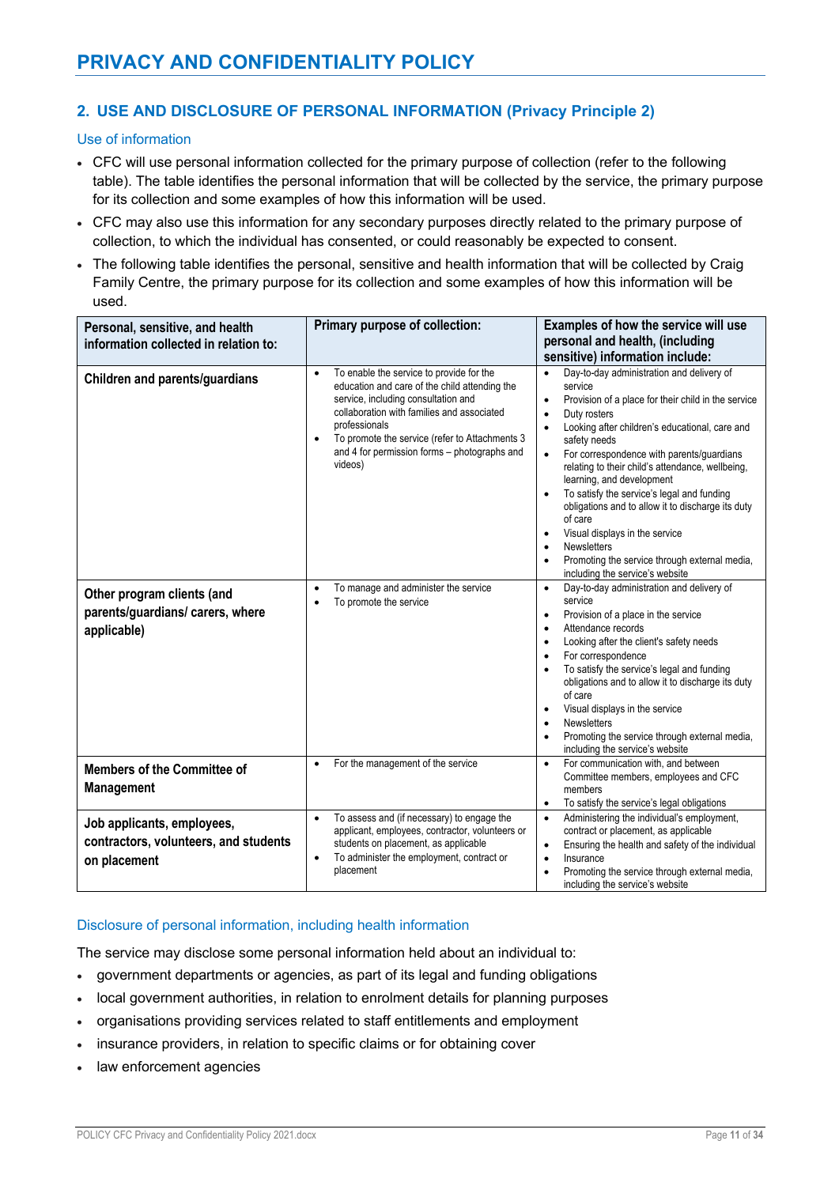# PRIVACY AND CONFIDENTIALITY POLICY

## 2. USE AND DISCLOSURE OF PERSONAL INFORMATION (Privacy Principle 2)

### Use of information

- CFC will use personal information collected for the primary purpose of collection (refer to the following table). The table identifies the personal information that will be collected by the service, the primary purpose for its collection and some examples of how this information will be used.
- CFC may also use this information for any secondary purposes directly related to the primary purpose of collection, to which the individual has consented, or could reasonably be expected to consent.
- The following table identifies the personal, sensitive and health information that will be collected by Craig Family Centre, the primary purpose for its collection and some examples of how this information will be used.

| Personal, sensitive, and health information collected in relation to: | Primary purpose of collection: | Examples of how the service will use personal and health, (including sensitive) information include: |
|---|---|---|
| **Children and parents/guardians** | • To enable the service to provide for the education and care of the child attending the service, including consultation and collaboration with families and associated professionals<br>• To promote the service (refer to Attachments 3 and 4 for permission forms – photographs and videos) | • Day-to-day administration and delivery of service<br>• Provision of a place for their child in the service<br>• Duty rosters<br>• Looking after children's educational, care and safety needs<br>• For correspondence with parents/guardians relating to their child's attendance, wellbeing, learning, and development<br>• To satisfy the service's legal and funding obligations and to allow it to discharge its duty of care<br>• Visual displays in the service<br>• Newsletters<br>• Promoting the service through external media, including the service's website |
| **Other program clients (and parents/guardians/ carers, where applicable)** | • To manage and administer the service<br>• To promote the service | • Day-to-day administration and delivery of service<br>• Provision of a place in the service<br>• Attendance records<br>• Looking after the client's safety needs<br>• For correspondence<br>• To satisfy the service's legal and funding obligations and to allow it to discharge its duty of care<br>• Visual displays in the service<br>• Newsletters<br>• Promoting the service through external media, including the service's website |
| **Members of the Committee of Management** | • For the management of the service | • For communication with, and between Committee members, employees and CFC members<br>• To satisfy the service's legal obligations |
| **Job applicants, employees, contractors, volunteers, and students on placement** | • To assess and (if necessary) to engage the applicant, employees, contractor, volunteers or students on placement, as applicable<br>• To administer the employment, contract or placement | • Administering the individual's employment, contract or placement, as applicable<br>• Ensuring the health and safety of the individual<br>• Insurance<br>• Promoting the service through external media, including the service's website |

### Disclosure of personal information, including health information

The service may disclose some personal information held about an individual to:

- government departments or agencies, as part of its legal and funding obligations
- local government authorities, in relation to enrolment details for planning purposes
- organisations providing services related to staff entitlements and employment
- insurance providers, in relation to specific claims or for obtaining cover
- law enforcement agencies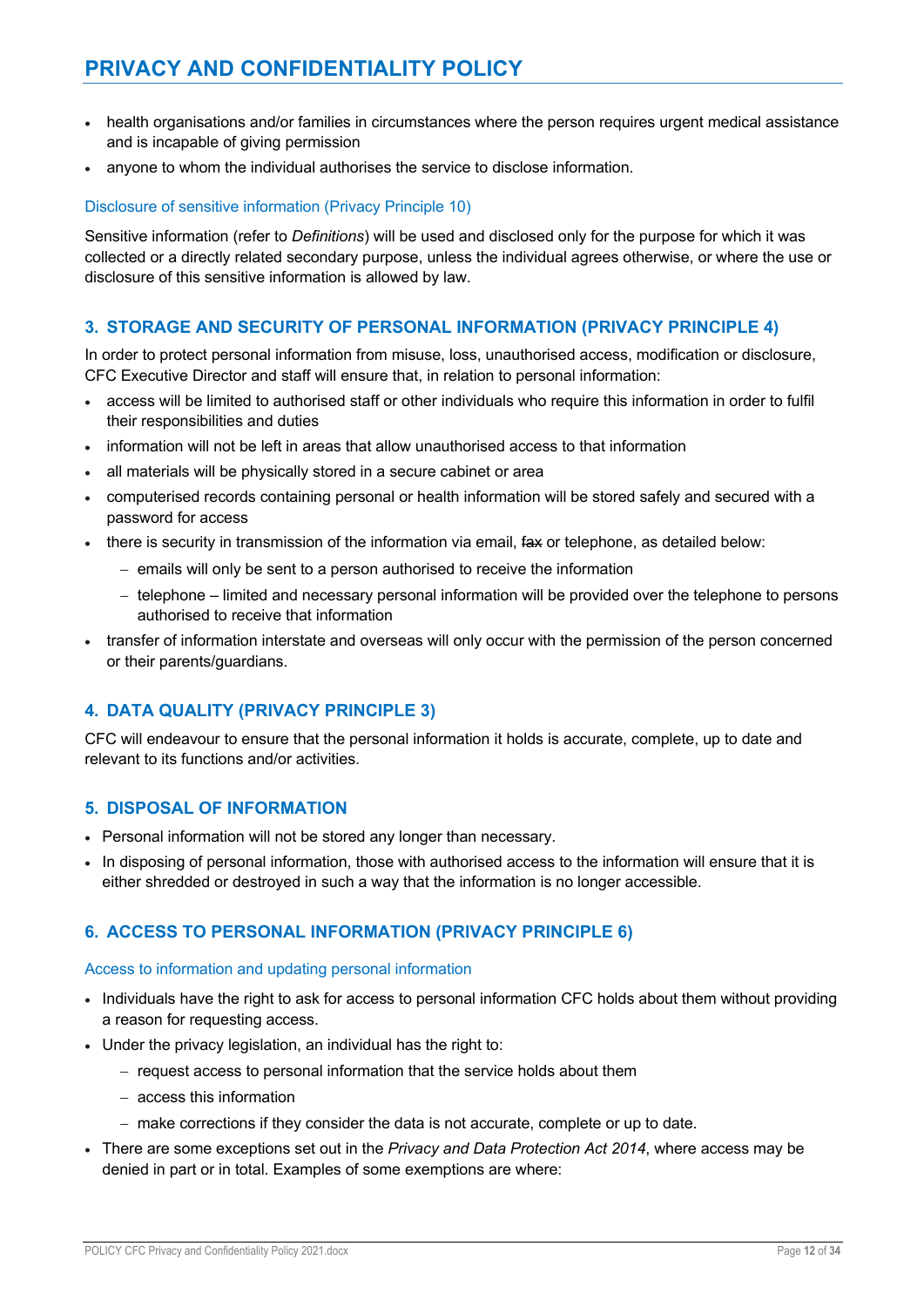- health organisations and/or families in circumstances where the person requires urgent medical assistance and is incapable of giving permission
- anyone to whom the individual authorises the service to disclose information.

### Disclosure of sensitive information (Privacy Principle 10)

Sensitive information (refer to *Definitions*) will be used and disclosed only for the purpose for which it was collected or a directly related secondary purpose, unless the individual agrees otherwise, or where the use or disclosure of this sensitive information is allowed by law.

## 3. STORAGE AND SECURITY OF PERSONAL INFORMATION (PRIVACY PRINCIPLE 4)

In order to protect personal information from misuse, loss, unauthorised access, modification or disclosure, CFC Executive Director and staff will ensure that, in relation to personal information:

- access will be limited to authorised staff or other individuals who require this information in order to fulfil their responsibilities and duties
- information will not be left in areas that allow unauthorised access to that information
- all materials will be physically stored in a secure cabinet or area
- computerised records containing personal or health information will be stored safely and secured with a password for access
- there is security in transmission of the information via email, ~~fax~~ or telephone, as detailed below:
  - emails will only be sent to a person authorised to receive the information
  - telephone – limited and necessary personal information will be provided over the telephone to persons authorised to receive that information
- transfer of information interstate and overseas will only occur with the permission of the person concerned or their parents/guardians.

## 4. DATA QUALITY (PRIVACY PRINCIPLE 3)

CFC will endeavour to ensure that the personal information it holds is accurate, complete, up to date and relevant to its functions and/or activities.

## 5. DISPOSAL OF INFORMATION

- Personal information will not be stored any longer than necessary.
- In disposing of personal information, those with authorised access to the information will ensure that it is either shredded or destroyed in such a way that the information is no longer accessible.

## 6. ACCESS TO PERSONAL INFORMATION (PRIVACY PRINCIPLE 6)

### Access to information and updating personal information

- Individuals have the right to ask for access to personal information CFC holds about them without providing a reason for requesting access.
- Under the privacy legislation, an individual has the right to:
  - request access to personal information that the service holds about them
  - access this information
  - make corrections if they consider the data is not accurate, complete or up to date.
- There are some exceptions set out in the *Privacy and Data Protection Act 2014*, where access may be denied in part or in total. Examples of some exemptions are where: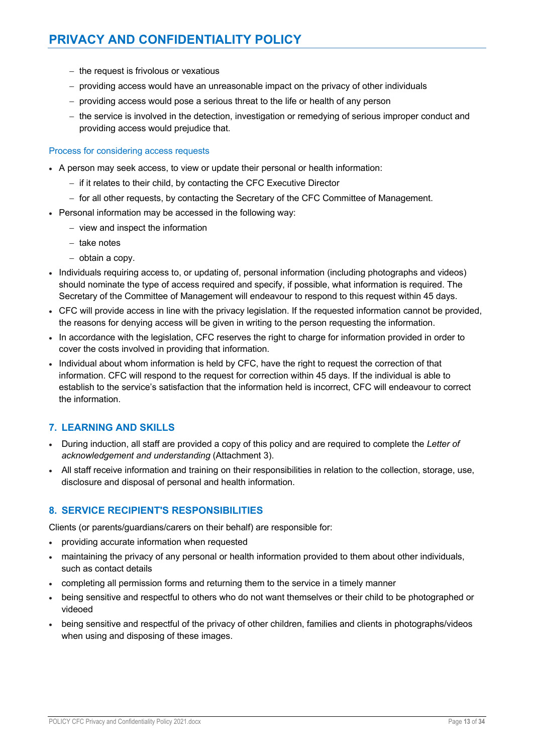- the request is frivolous or vexatious
  - providing access would have an unreasonable impact on the privacy of other individuals
  - providing access would pose a serious threat to the life or health of any person
  - the service is involved in the detection, investigation or remedying of serious improper conduct and providing access would prejudice that.

#### Process for considering access requests

- A person may seek access, to view or update their personal or health information:
  - if it relates to their child, by contacting the CFC Executive Director
  - for all other requests, by contacting the Secretary of the CFC Committee of Management.
- Personal information may be accessed in the following way:
  - view and inspect the information
  - take notes
  - obtain a copy.
- Individuals requiring access to, or updating of, personal information (including photographs and videos) should nominate the type of access required and specify, if possible, what information is required. The Secretary of the Committee of Management will endeavour to respond to this request within 45 days.
- CFC will provide access in line with the privacy legislation. If the requested information cannot be provided, the reasons for denying access will be given in writing to the person requesting the information.
- In accordance with the legislation, CFC reserves the right to charge for information provided in order to cover the costs involved in providing that information.
- Individual about whom information is held by CFC, have the right to request the correction of that information. CFC will respond to the request for correction within 45 days. If the individual is able to establish to the service's satisfaction that the information held is incorrect, CFC will endeavour to correct the information.

### 7. LEARNING AND SKILLS

- During induction, all staff are provided a copy of this policy and are required to complete the *Letter of acknowledgement and understanding* (Attachment 3).
- All staff receive information and training on their responsibilities in relation to the collection, storage, use, disclosure and disposal of personal and health information.

### 8. SERVICE RECIPIENT'S RESPONSIBILITIES

Clients (or parents/guardians/carers on their behalf) are responsible for:

- providing accurate information when requested
- maintaining the privacy of any personal or health information provided to them about other individuals, such as contact details
- completing all permission forms and returning them to the service in a timely manner
- being sensitive and respectful to others who do not want themselves or their child to be photographed or videoed
- being sensitive and respectful of the privacy of other children, families and clients in photographs/videos when using and disposing of these images.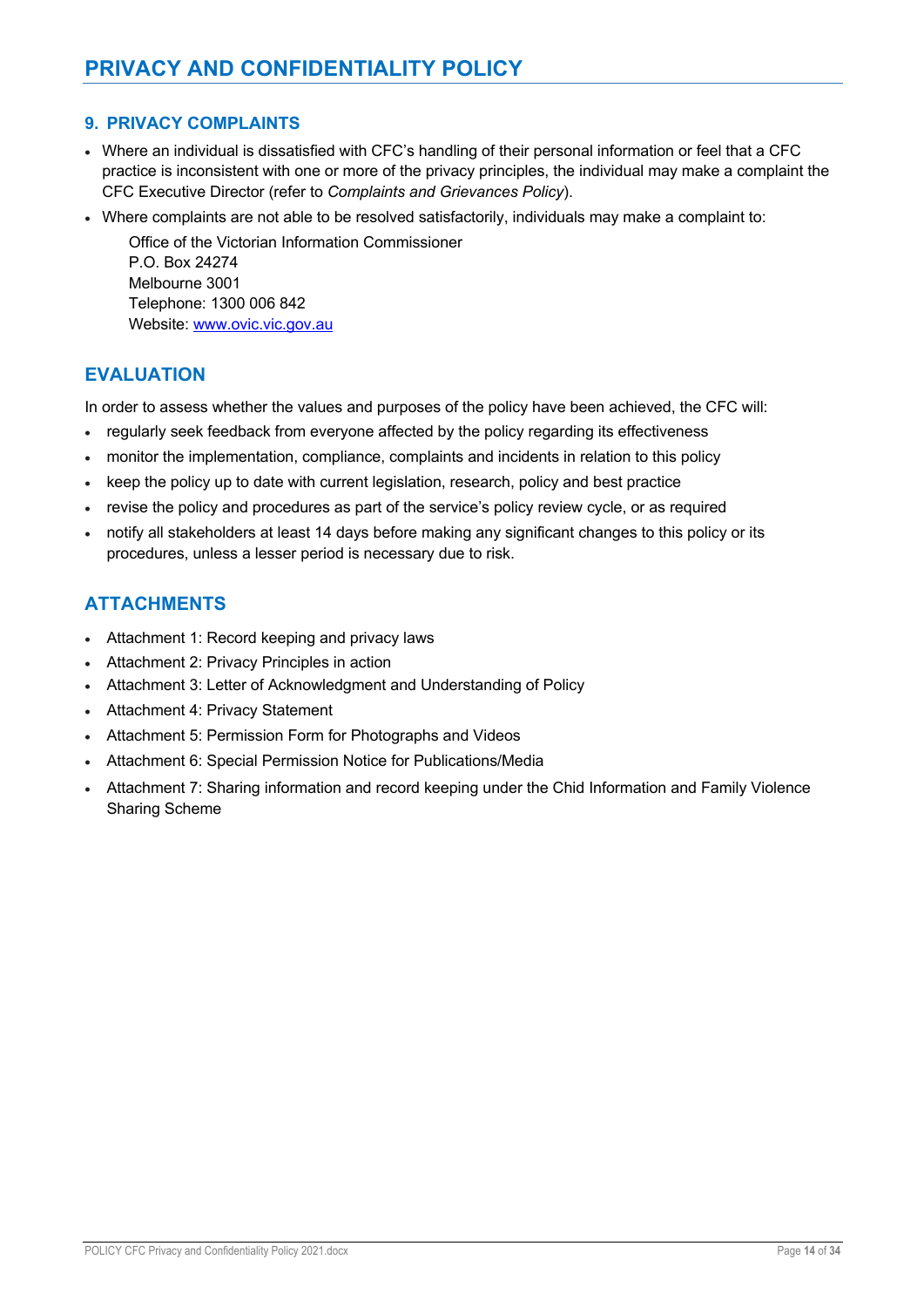## 9. PRIVACY COMPLAINTS

- Where an individual is dissatisfied with CFC's handling of their personal information or feel that a CFC practice is inconsistent with one or more of the privacy principles, the individual may make a complaint the CFC Executive Director (refer to *Complaints and Grievances Policy*).
- Where complaints are not able to be resolved satisfactorily, individuals may make a complaint to:

  Office of the Victorian Information Commissioner
  P.O. Box 24274
  Melbourne 3001
  Telephone: 1300 006 842
  Website: [www.ovic.vic.gov.au](http://www.ovic.vic.gov.au)

## EVALUATION

In order to assess whether the values and purposes of the policy have been achieved, the CFC will:

- regularly seek feedback from everyone affected by the policy regarding its effectiveness
- monitor the implementation, compliance, complaints and incidents in relation to this policy
- keep the policy up to date with current legislation, research, policy and best practice
- revise the policy and procedures as part of the service's policy review cycle, or as required
- notify all stakeholders at least 14 days before making any significant changes to this policy or its procedures, unless a lesser period is necessary due to risk.

## ATTACHMENTS

- Attachment 1: Record keeping and privacy laws
- Attachment 2: Privacy Principles in action
- Attachment 3: Letter of Acknowledgment and Understanding of Policy
- Attachment 4: Privacy Statement
- Attachment 5: Permission Form for Photographs and Videos
- Attachment 6: Special Permission Notice for Publications/Media
- Attachment 7: Sharing information and record keeping under the Chid Information and Family Violence Sharing Scheme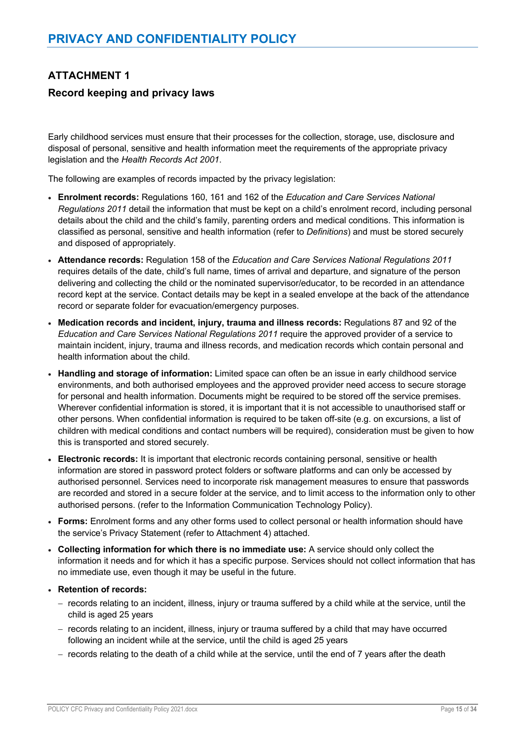## ATTACHMENT 1

### Record keeping and privacy laws

Early childhood services must ensure that their processes for the collection, storage, use, disclosure and disposal of personal, sensitive and health information meet the requirements of the appropriate privacy legislation and the *Health Records Act 2001*.

The following are examples of records impacted by the privacy legislation:

- **Enrolment records:** Regulations 160, 161 and 162 of the *Education and Care Services National Regulations 2011* detail the information that must be kept on a child's enrolment record, including personal details about the child and the child's family, parenting orders and medical conditions. This information is classified as personal, sensitive and health information (refer to *Definitions*) and must be stored securely and disposed of appropriately.
- **Attendance records:** Regulation 158 of the *Education and Care Services National Regulations 2011* requires details of the date, child's full name, times of arrival and departure, and signature of the person delivering and collecting the child or the nominated supervisor/educator, to be recorded in an attendance record kept at the service. Contact details may be kept in a sealed envelope at the back of the attendance record or separate folder for evacuation/emergency purposes.
- **Medication records and incident, injury, trauma and illness records:** Regulations 87 and 92 of the *Education and Care Services National Regulations 2011* require the approved provider of a service to maintain incident, injury, trauma and illness records, and medication records which contain personal and health information about the child.
- **Handling and storage of information:** Limited space can often be an issue in early childhood service environments, and both authorised employees and the approved provider need access to secure storage for personal and health information. Documents might be required to be stored off the service premises. Wherever confidential information is stored, it is important that it is not accessible to unauthorised staff or other persons. When confidential information is required to be taken off-site (e.g. on excursions, a list of children with medical conditions and contact numbers will be required), consideration must be given to how this is transported and stored securely.
- **Electronic records:** It is important that electronic records containing personal, sensitive or health information are stored in password protect folders or software platforms and can only be accessed by authorised personnel. Services need to incorporate risk management measures to ensure that passwords are recorded and stored in a secure folder at the service, and to limit access to the information only to other authorised persons. (refer to the Information Communication Technology Policy).
- **Forms:** Enrolment forms and any other forms used to collect personal or health information should have the service's Privacy Statement (refer to Attachment 4) attached.
- **Collecting information for which there is no immediate use:** A service should only collect the information it needs and for which it has a specific purpose. Services should not collect information that has no immediate use, even though it may be useful in the future.
- **Retention of records:**
  - records relating to an incident, illness, injury or trauma suffered by a child while at the service, until the child is aged 25 years
  - records relating to an incident, illness, injury or trauma suffered by a child that may have occurred following an incident while at the service, until the child is aged 25 years
  - records relating to the death of a child while at the service, until the end of 7 years after the death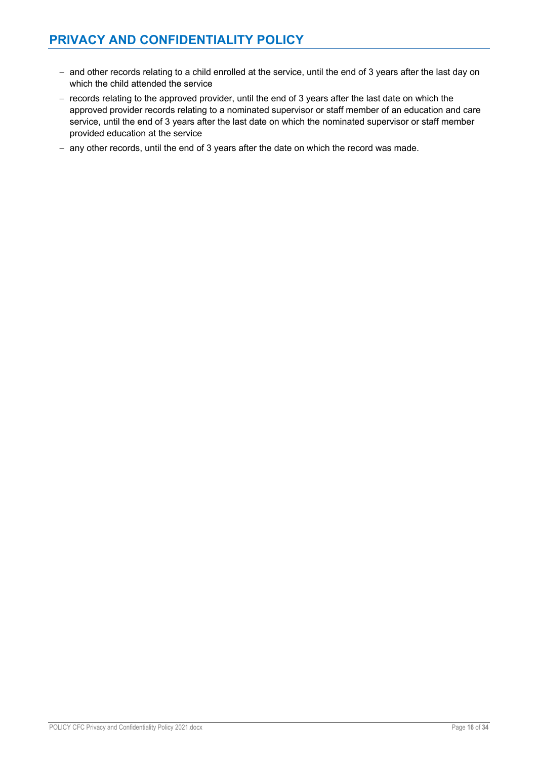- and other records relating to a child enrolled at the service, until the end of 3 years after the last day on which the child attended the service
- records relating to the approved provider, until the end of 3 years after the last date on which the approved provider records relating to a nominated supervisor or staff member of an education and care service, until the end of 3 years after the last date on which the nominated supervisor or staff member provided education at the service
- any other records, until the end of 3 years after the date on which the record was made.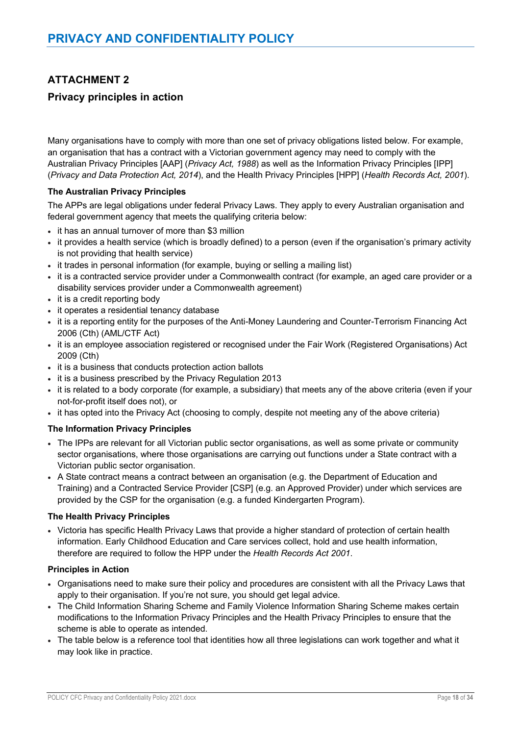# PRIVACY AND CONFIDENTIALITY POLICY

## ATTACHMENT 2

### Privacy principles in action

Many organisations have to comply with more than one set of privacy obligations listed below. For example, an organisation that has a contract with a Victorian government agency may need to comply with the Australian Privacy Principles [AAP] (*Privacy Act, 1988*) as well as the Information Privacy Principles [IPP] (*Privacy and Data Protection Act, 2014*), and the Health Privacy Principles [HPP] (*Health Records Act, 2001*).

**The Australian Privacy Principles**

The APPs are legal obligations under federal Privacy Laws. They apply to every Australian organisation and federal government agency that meets the qualifying criteria below:

- it has an annual turnover of more than $3 million
- it provides a health service (which is broadly defined) to a person (even if the organisation's primary activity is not providing that health service)
- it trades in personal information (for example, buying or selling a mailing list)
- it is a contracted service provider under a Commonwealth contract (for example, an aged care provider or a disability services provider under a Commonwealth agreement)
- it is a credit reporting body
- it operates a residential tenancy database
- it is a reporting entity for the purposes of the Anti-Money Laundering and Counter-Terrorism Financing Act 2006 (Cth) (AML/CTF Act)
- it is an employee association registered or recognised under the Fair Work (Registered Organisations) Act 2009 (Cth)
- it is a business that conducts protection action ballots
- it is a business prescribed by the Privacy Regulation 2013
- it is related to a body corporate (for example, a subsidiary) that meets any of the above criteria (even if your not-for-profit itself does not), or
- it has opted into the Privacy Act (choosing to comply, despite not meeting any of the above criteria)

**The Information Privacy Principles**

- The IPPs are relevant for all Victorian public sector organisations, as well as some private or community sector organisations, where those organisations are carrying out functions under a State contract with a Victorian public sector organisation.
- A State contract means a contract between an organisation (e.g. the Department of Education and Training) and a Contracted Service Provider [CSP] (e.g. an Approved Provider) under which services are provided by the CSP for the organisation (e.g. a funded Kindergarten Program).

**The Health Privacy Principles**

- Victoria has specific Health Privacy Laws that provide a higher standard of protection of certain health information. Early Childhood Education and Care services collect, hold and use health information, therefore are required to follow the HPP under the *Health Records Act 2001*.

**Principles in Action**

- Organisations need to make sure their policy and procedures are consistent with all the Privacy Laws that apply to their organisation. If you're not sure, you should get legal advice.
- The Child Information Sharing Scheme and Family Violence Information Sharing Scheme makes certain modifications to the Information Privacy Principles and the Health Privacy Principles to ensure that the scheme is able to operate as intended.
- The table below is a reference tool that identities how all three legislations can work together and what it may look like in practice.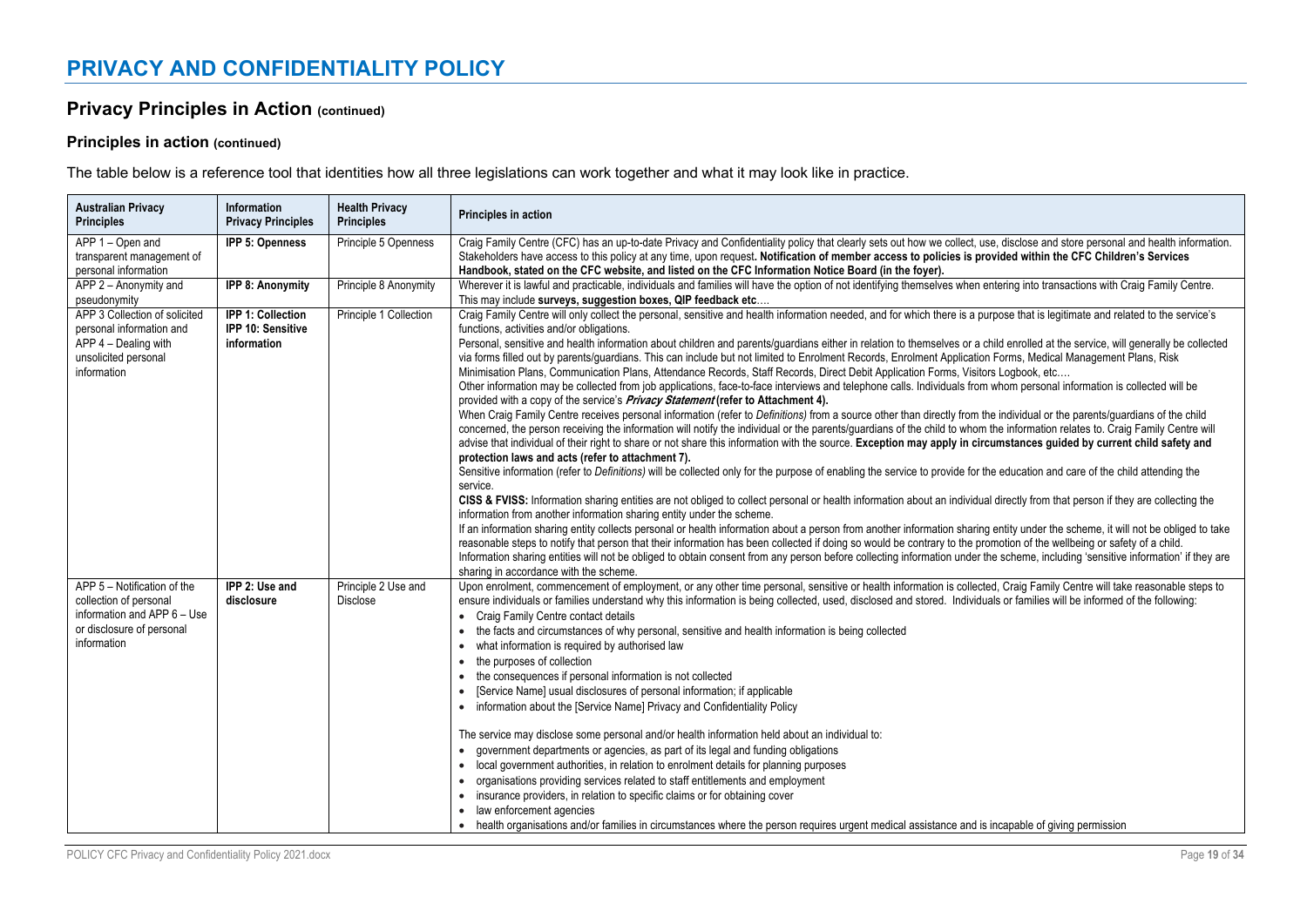# PRIVACY AND CONFIDENTIALITY POLICY

## Privacy Principles in Action (continued)

### Principles in action (continued)

The table below is a reference tool that identities how all three legislations can work together and what it may look like in practice.

| Australian Privacy Principles | Information Privacy Principles | Health Privacy Principles | Principles in action |
|---|---|---|---|
| APP 1 – Open and transparent management of personal information | **IPP 5: Openness** | Principle 5 Openness | Craig Family Centre (CFC) has an up-to-date Privacy and Confidentiality policy that clearly sets out how we collect, use, disclose and store personal and health information. Stakeholders have access to this policy at any time, upon request**. Notification of member access to policies is provided within the CFC Children's Services Handbook, stated on the CFC website, and listed on the CFC Information Notice Board (in the foyer).** |
| APP 2 – Anonymity and pseudonymity | **IPP 8: Anonymity** | Principle 8 Anonymity | Wherever it is lawful and practicable, individuals and families will have the option of not identifying themselves when entering into transactions with Craig Family Centre. This may include **surveys, suggestion boxes, QIP feedback etc**…. |
| APP 3 Collection of solicited personal information and APP 4 – Dealing with unsolicited personal information | **IPP 1: Collection** **IPP 10: Sensitive information** | Principle 1 Collection | Craig Family Centre will only collect the personal, sensitive and health information needed, and for which there is a purpose that is legitimate and related to the service's functions, activities and/or obligations.<br>Personal, sensitive and health information about children and parents/guardians either in relation to themselves or a child enrolled at the service, will generally be collected via forms filled out by parents/guardians. This can include but not limited to Enrolment Records, Enrolment Application Forms, Medical Management Plans, Risk Minimisation Plans, Communication Plans, Attendance Records, Staff Records, Direct Debit Application Forms, Visitors Logbook, etc….<br>Other information may be collected from job applications, face-to-face interviews and telephone calls. Individuals from whom personal information is collected will be provided with a copy of the service's ***Privacy Statement* (refer to Attachment 4).**<br>When Craig Family Centre receives personal information (refer to *Definitions)* from a source other than directly from the individual or the parents/guardians of the child concerned, the person receiving the information will notify the individual or the parents/guardians of the child to whom the information relates to. Craig Family Centre will advise that individual of their right to share or not share this information with the source. **Exception may apply in circumstances guided by current child safety and protection laws and acts (refer to attachment 7).**<br>Sensitive information (refer to *Definitions)* will be collected only for the purpose of enabling the service to provide for the education and care of the child attending the service.<br>**CISS & FVISS:** Information sharing entities are not obliged to collect personal or health information about an individual directly from that person if they are collecting the information from another information sharing entity under the scheme.<br>If an information sharing entity collects personal or health information about a person from another information sharing entity under the scheme, it will not be obliged to take reasonable steps to notify that person that their information has been collected if doing so would be contrary to the promotion of the wellbeing or safety of a child.<br>Information sharing entities will not be obliged to obtain consent from any person before collecting information under the scheme, including 'sensitive information' if they are sharing in accordance with the scheme. |
| APP 5 – Notification of the collection of personal information and APP 6 – Use or disclosure of personal information | **IPP 2: Use and disclosure** | Principle 2 Use and Disclose | Upon enrolment, commencement of employment, or any other time personal, sensitive or health information is collected, Craig Family Centre will take reasonable steps to ensure individuals or families understand why this information is being collected, used, disclosed and stored. Individuals or families will be informed of the following:<br>• Craig Family Centre contact details<br>• the facts and circumstances of why personal, sensitive and health information is being collected<br>• what information is required by authorised law<br>• the purposes of collection<br>• the consequences if personal information is not collected<br>• [Service Name] usual disclosures of personal information; if applicable<br>• information about the [Service Name] Privacy and Confidentiality Policy<br><br>The service may disclose some personal and/or health information held about an individual to:<br>• government departments or agencies, as part of its legal and funding obligations<br>• local government authorities, in relation to enrolment details for planning purposes<br>• organisations providing services related to staff entitlements and employment<br>• insurance providers, in relation to specific claims or for obtaining cover<br>• law enforcement agencies<br>• health organisations and/or families in circumstances where the person requires urgent medical assistance and is incapable of giving permission |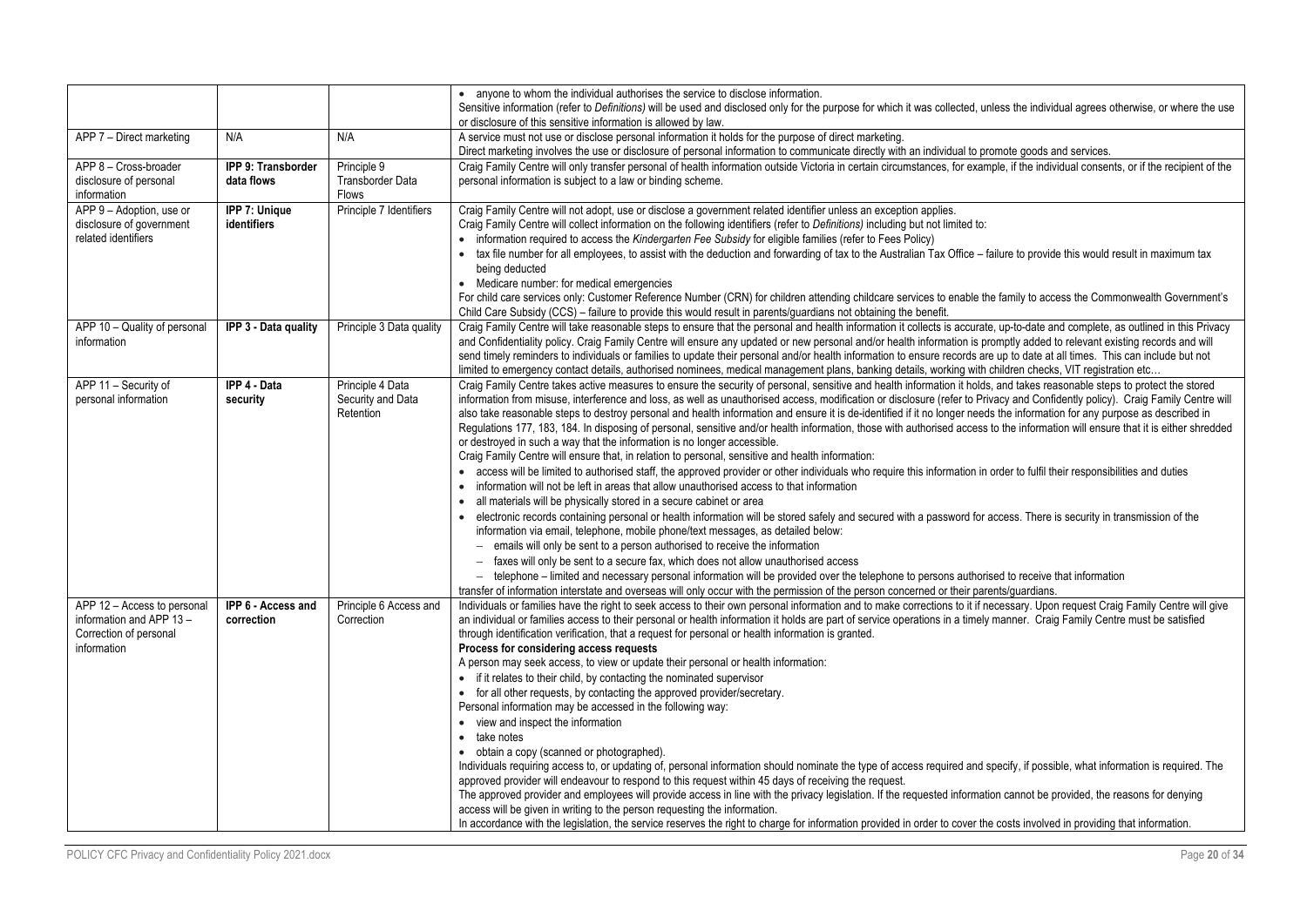| | | | |
|---|---|---|---|
| | | | • anyone to whom the individual authorises the service to disclose information.<br>Sensitive information (refer to *Definitions)* will be used and disclosed only for the purpose for which it was collected, unless the individual agrees otherwise, or where the use or disclosure of this sensitive information is allowed by law. |
| APP 7 – Direct marketing | N/A | N/A | A service must not use or disclose personal information it holds for the purpose of direct marketing.<br>Direct marketing involves the use or disclosure of personal information to communicate directly with an individual to promote goods and services. |
| APP 8 – Cross-broader disclosure of personal information | **IPP 9: Transborder data flows** | Principle 9 Transborder Data Flows | Craig Family Centre will only transfer personal of health information outside Victoria in certain circumstances, for example, if the individual consents, or if the recipient of the personal information is subject to a law or binding scheme. |
| APP 9 – Adoption, use or disclosure of government related identifiers | **IPP 7: Unique identifiers** | Principle 7 Identifiers | Craig Family Centre will not adopt, use or disclose a government related identifier unless an exception applies.<br>Craig Family Centre will collect information on the following identifiers (refer to *Definitions)* including but not limited to:<br>• information required to access the *Kindergarten Fee Subsidy* for eligible families (refer to Fees Policy)<br>• tax file number for all employees, to assist with the deduction and forwarding of tax to the Australian Tax Office – failure to provide this would result in maximum tax being deducted<br>• Medicare number: for medical emergencies<br>For child care services only: Customer Reference Number (CRN) for children attending childcare services to enable the family to access the Commonwealth Government's Child Care Subsidy (CCS) – failure to provide this would result in parents/guardians not obtaining the benefit. |
| APP 10 – Quality of personal information | **IPP 3 - Data quality** | Principle 3 Data quality | Craig Family Centre will take reasonable steps to ensure that the personal and health information it collects is accurate, up-to-date and complete, as outlined in this Privacy and Confidentiality policy. Craig Family Centre will ensure any updated or new personal and/or health information is promptly added to relevant existing records and will send timely reminders to individuals or families to update their personal and/or health information to ensure records are up to date at all times. This can include but not limited to emergency contact details, authorised nominees, medical management plans, banking details, working with children checks, VIT registration etc… |
| APP 11 – Security of personal information | **IPP 4 - Data security** | Principle 4 Data Security and Data Retention | Craig Family Centre takes active measures to ensure the security of personal, sensitive and health information it holds, and takes reasonable steps to protect the stored information from misuse, interference and loss, as well as unauthorised access, modification or disclosure (refer to Privacy and Confidently policy). Craig Family Centre will also take reasonable steps to destroy personal and health information and ensure it is de-identified if it no longer needs the information for any purpose as described in Regulations 177, 183, 184. In disposing of personal, sensitive and/or health information, those with authorised access to the information will ensure that it is either shredded or destroyed in such a way that the information is no longer accessible.<br>Craig Family Centre will ensure that, in relation to personal, sensitive and health information:<br>• access will be limited to authorised staff, the approved provider or other individuals who require this information in order to fulfil their responsibilities and duties<br>• information will not be left in areas that allow unauthorised access to that information<br>• all materials will be physically stored in a secure cabinet or area<br>• electronic records containing personal or health information will be stored safely and secured with a password for access. There is security in transmission of the information via email, telephone, mobile phone/text messages, as detailed below:<br>– emails will only be sent to a person authorised to receive the information<br>– faxes will only be sent to a secure fax, which does not allow unauthorised access<br>– telephone – limited and necessary personal information will be provided over the telephone to persons authorised to receive that information<br>transfer of information interstate and overseas will only occur with the permission of the person concerned or their parents/guardians. |
| APP 12 – Access to personal information and APP 13 – Correction of personal information | **IPP 6 - Access and correction** | Principle 6 Access and Correction | Individuals or families have the right to seek access to their own personal information and to make corrections to it if necessary. Upon request Craig Family Centre will give an individual or families access to their personal or health information it holds are part of service operations in a timely manner. Craig Family Centre must be satisfied through identification verification, that a request for personal or health information is granted.<br>**Process for considering access requests**<br>A person may seek access, to view or update their personal or health information:<br>• if it relates to their child, by contacting the nominated supervisor<br>• for all other requests, by contacting the approved provider/secretary.<br>Personal information may be accessed in the following way:<br>• view and inspect the information<br>• take notes<br>• obtain a copy (scanned or photographed).<br>Individuals requiring access to, or updating of, personal information should nominate the type of access required and specify, if possible, what information is required. The approved provider will endeavour to respond to this request within 45 days of receiving the request.<br>The approved provider and employees will provide access in line with the privacy legislation. If the requested information cannot be provided, the reasons for denying access will be given in writing to the person requesting the information.<br>In accordance with the legislation, the service reserves the right to charge for information provided in order to cover the costs involved in providing that information. |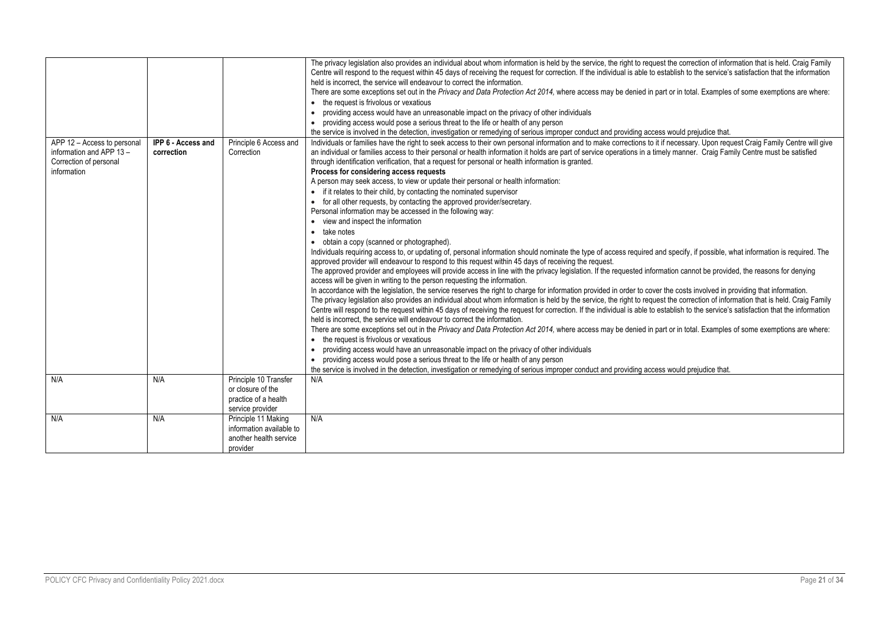| | | | |
|---|---|---|---|
| | | | The privacy legislation also provides an individual about whom information is held by the service, the right to request the correction of information that is held. Craig Family Centre will respond to the request within 45 days of receiving the request for correction. If the individual is able to establish to the service's satisfaction that the information held is incorrect, the service will endeavour to correct the information.<br>There are some exceptions set out in the *Privacy and Data Protection Act 2014,* where access may be denied in part or in total. Examples of some exemptions are where:<br>• the request is frivolous or vexatious<br>• providing access would have an unreasonable impact on the privacy of other individuals<br>• providing access would pose a serious threat to the life or health of any person<br>the service is involved in the detection, investigation or remedying of serious improper conduct and providing access would prejudice that. |
| APP 12 – Access to personal information and APP 13 – Correction of personal information | **IPP 6 - Access and correction** | Principle 6 Access and Correction | Individuals or families have the right to seek access to their own personal information and to make corrections to it if necessary. Upon request Craig Family Centre will give an individual or families access to their personal or health information it holds are part of service operations in a timely manner. Craig Family Centre must be satisfied through identification verification, that a request for personal or health information is granted.<br>**Process for considering access requests**<br>A person may seek access, to view or update their personal or health information:<br>• if it relates to their child, by contacting the nominated supervisor<br>• for all other requests, by contacting the approved provider/secretary.<br>Personal information may be accessed in the following way:<br>• view and inspect the information<br>• take notes<br>• obtain a copy (scanned or photographed).<br>Individuals requiring access to, or updating of, personal information should nominate the type of access required and specify, if possible, what information is required. The approved provider will endeavour to respond to this request within 45 days of receiving the request.<br>The approved provider and employees will provide access in line with the privacy legislation. If the requested information cannot be provided, the reasons for denying access will be given in writing to the person requesting the information.<br>In accordance with the legislation, the service reserves the right to charge for information provided in order to cover the costs involved in providing that information.<br>The privacy legislation also provides an individual about whom information is held by the service, the right to request the correction of information that is held. Craig Family Centre will respond to the request within 45 days of receiving the request for correction. If the individual is able to establish to the service's satisfaction that the information held is incorrect, the service will endeavour to correct the information.<br>There are some exceptions set out in the *Privacy and Data Protection Act 2014,* where access may be denied in part or in total. Examples of some exemptions are where:<br>• the request is frivolous or vexatious<br>• providing access would have an unreasonable impact on the privacy of other individuals<br>• providing access would pose a serious threat to the life or health of any person<br>the service is involved in the detection, investigation or remedying of serious improper conduct and providing access would prejudice that. |
| N/A | N/A | Principle 10 Transfer or closure of the practice of a health service provider | N/A |
| N/A | N/A | Principle 11 Making information available to another health service provider | N/A |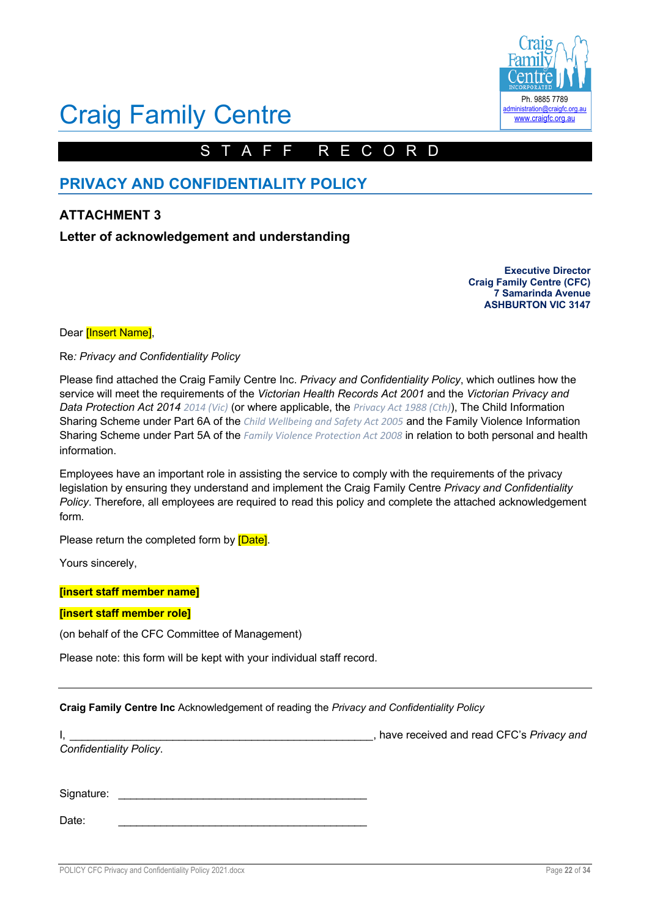# Craig Family Centre

Ph. 9885 7789
administration@craigfc.org.au
www.craigfc.org.au

STAFF RECORD

## PRIVACY AND CONFIDENTIALITY POLICY

### ATTACHMENT 3

### Letter of acknowledgement and understanding

**Executive Director**
**Craig Family Centre (CFC)**
**7 Samarinda Avenue**
**ASHBURTON VIC 3147**

Dear [Insert Name],

Re*: Privacy and Confidentiality Policy*

Please find attached the Craig Family Centre Inc. *Privacy and Confidentiality Policy*, which outlines how the service will meet the requirements of the *Victorian Health Records Act 2001* and the *Victorian Privacy and Data Protection Act 2014* *2014 (Vic)* (or where applicable, the *Privacy Act 1988 (Cth)*), The Child Information Sharing Scheme under Part 6A of the *Child Wellbeing and Safety Act 2005* and the Family Violence Information Sharing Scheme under Part 5A of the *Family Violence Protection Act 2008* in relation to both personal and health information.

Employees have an important role in assisting the service to comply with the requirements of the privacy legislation by ensuring they understand and implement the Craig Family Centre *Privacy and Confidentiality Policy*. Therefore, all employees are required to read this policy and complete the attached acknowledgement form.

Please return the completed form by [Date].

Yours sincerely,

**[insert staff member name]**

**[insert staff member role]**

(on behalf of the CFC Committee of Management)

Please note: this form will be kept with your individual staff record.

---

**Craig Family Centre Inc** Acknowledgement of reading the *Privacy and Confidentiality Policy*

I, \_\_\_\_\_\_\_\_\_\_\_\_\_\_\_\_\_\_\_\_\_\_\_\_\_\_\_\_\_\_\_\_\_\_\_\_\_\_\_\_\_\_\_\_\_\_\_\_, have received and read CFC's *Privacy and Confidentiality Policy*.

Signature: \_\_\_\_\_\_\_\_\_\_\_\_\_\_\_\_\_\_\_\_\_\_\_\_\_\_\_\_\_\_\_\_\_\_\_\_\_\_\_\_\_\_

Date: \_\_\_\_\_\_\_\_\_\_\_\_\_\_\_\_\_\_\_\_\_\_\_\_\_\_\_\_\_\_\_\_\_\_\_\_\_\_\_\_\_\_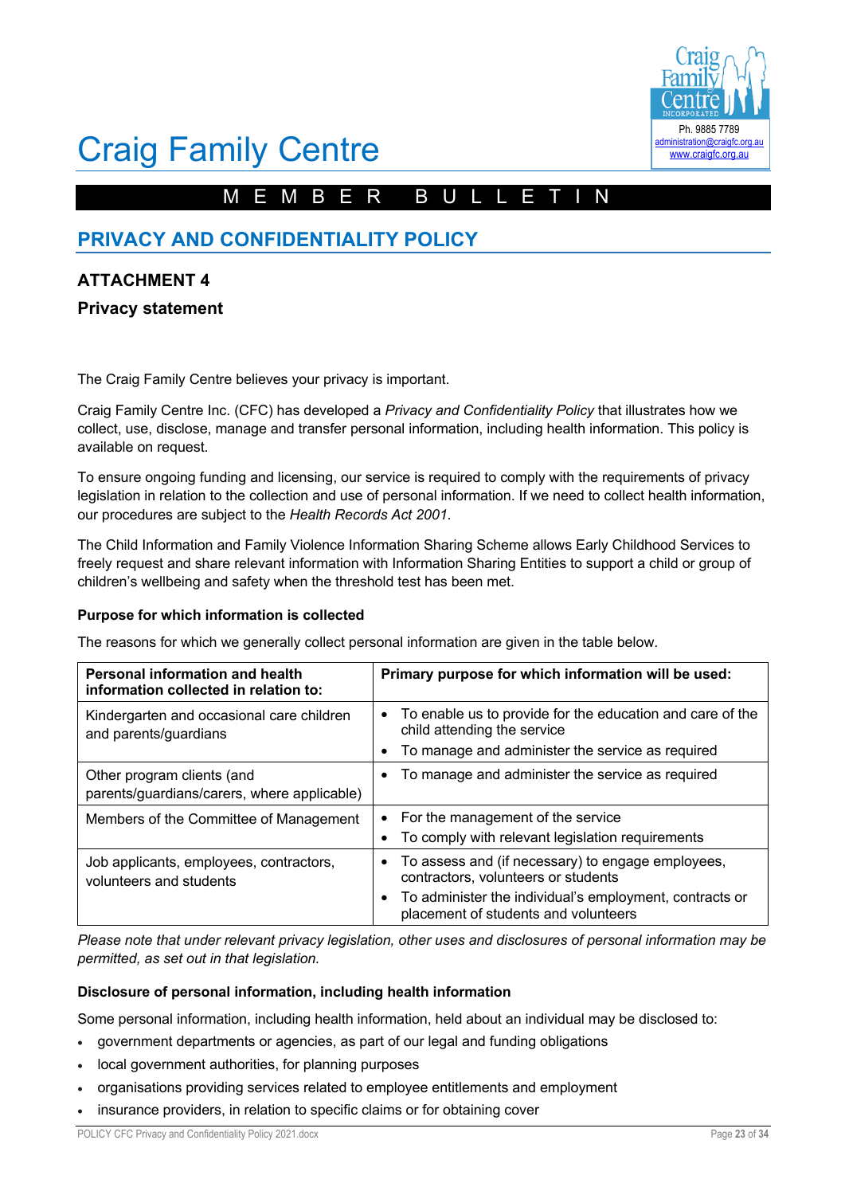# Craig Family Centre

MEMBER BULLETIN

## PRIVACY AND CONFIDENTIALITY POLICY

### ATTACHMENT 4

### Privacy statement

The Craig Family Centre believes your privacy is important.

Craig Family Centre Inc. (CFC) has developed a *Privacy and Confidentiality Policy* that illustrates how we collect, use, disclose, manage and transfer personal information, including health information. This policy is available on request.

To ensure ongoing funding and licensing, our service is required to comply with the requirements of privacy legislation in relation to the collection and use of personal information. If we need to collect health information, our procedures are subject to the *Health Records Act 2001*.

The Child Information and Family Violence Information Sharing Scheme allows Early Childhood Services to freely request and share relevant information with Information Sharing Entities to support a child or group of children's wellbeing and safety when the threshold test has been met.

**Purpose for which information is collected**

The reasons for which we generally collect personal information are given in the table below.

| Personal information and health information collected in relation to: | Primary purpose for which information will be used: |
|---|---|
| Kindergarten and occasional care children and parents/guardians | • To enable us to provide for the education and care of the child attending the service<br>• To manage and administer the service as required |
| Other program clients (and parents/guardians/carers, where applicable) | • To manage and administer the service as required |
| Members of the Committee of Management | • For the management of the service<br>• To comply with relevant legislation requirements |
| Job applicants, employees, contractors, volunteers and students | • To assess and (if necessary) to engage employees, contractors, volunteers or students<br>• To administer the individual's employment, contracts or placement of students and volunteers |

*Please note that under relevant privacy legislation, other uses and disclosures of personal information may be permitted, as set out in that legislation.*

**Disclosure of personal information, including health information**

Some personal information, including health information, held about an individual may be disclosed to:

- government departments or agencies, as part of our legal and funding obligations
- local government authorities, for planning purposes
- organisations providing services related to employee entitlements and employment
- insurance providers, in relation to specific claims or for obtaining cover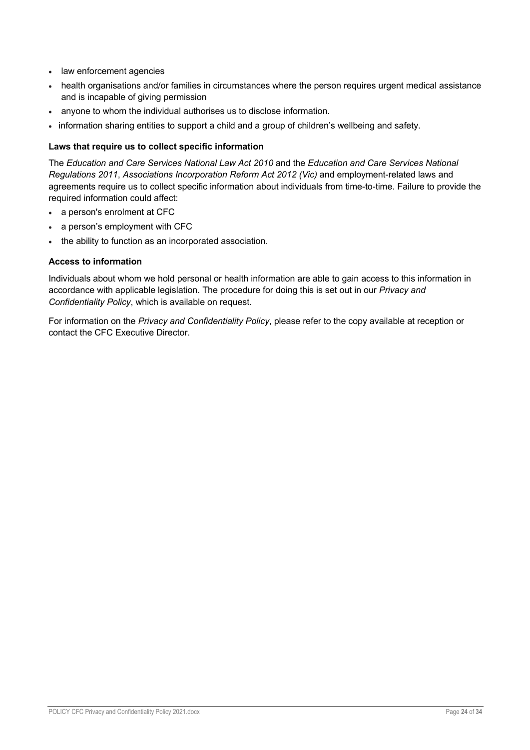- law enforcement agencies
- health organisations and/or families in circumstances where the person requires urgent medical assistance and is incapable of giving permission
- anyone to whom the individual authorises us to disclose information.
- information sharing entities to support a child and a group of children's wellbeing and safety.

**Laws that require us to collect specific information**

The *Education and Care Services National Law Act 2010* and the *Education and Care Services National Regulations 2011*, *Associations Incorporation Reform Act 2012 (Vic)* and employment-related laws and agreements require us to collect specific information about individuals from time-to-time. Failure to provide the required information could affect:

- a person's enrolment at CFC
- a person's employment with CFC
- the ability to function as an incorporated association.

**Access to information**

Individuals about whom we hold personal or health information are able to gain access to this information in accordance with applicable legislation. The procedure for doing this is set out in our *Privacy and Confidentiality Policy*, which is available on request.

For information on the *Privacy and Confidentiality Policy*, please refer to the copy available at reception or contact the CFC Executive Director.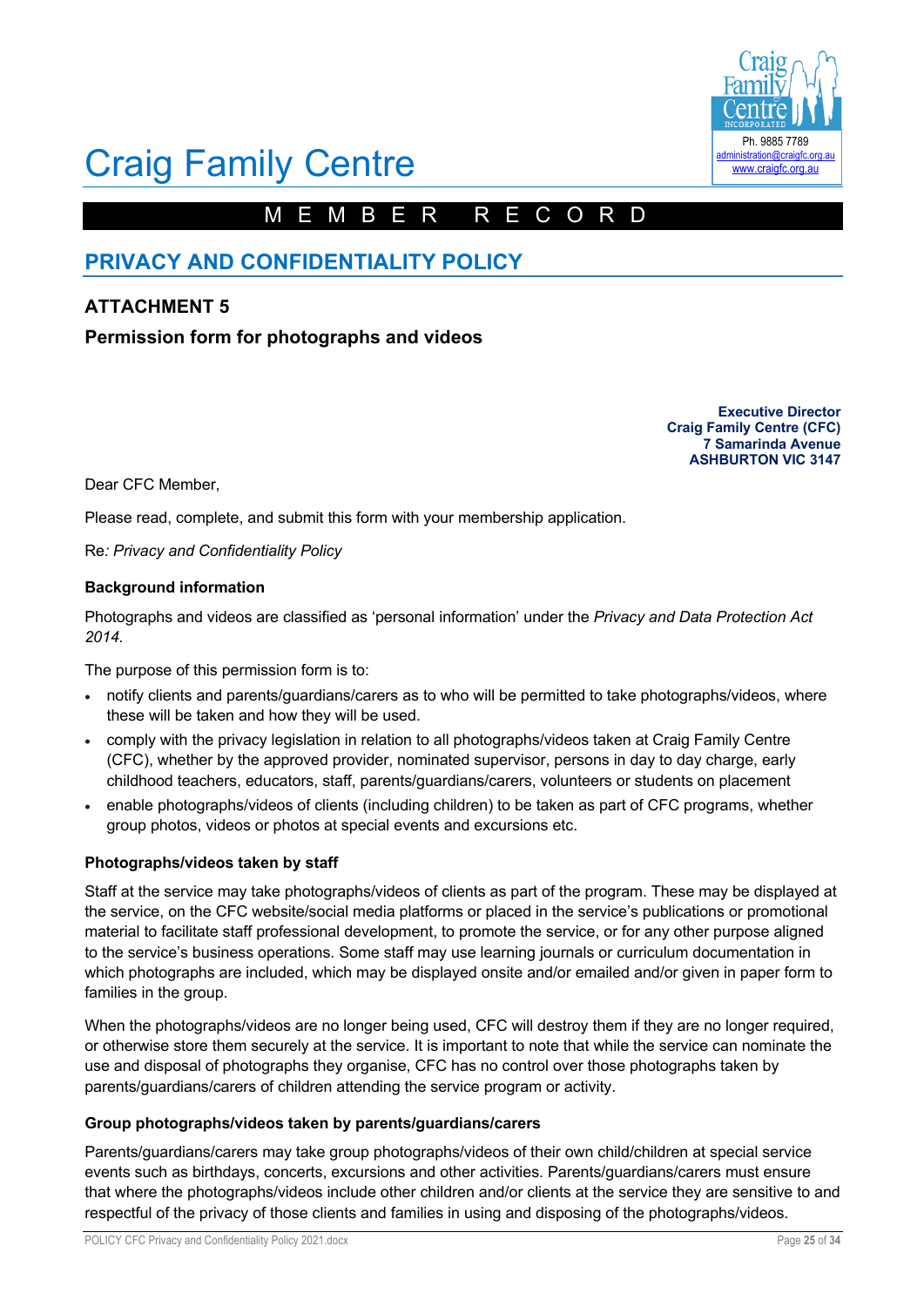Ph. 9885 7789
administration@craigfc.org.au
www.craigfc.org.au

# Craig Family Centre

MEMBER RECORD

## PRIVACY AND CONFIDENTIALITY POLICY

### ATTACHMENT 5

### Permission form for photographs and videos

**Executive Director**
**Craig Family Centre (CFC)**
**7 Samarinda Avenue**
**ASHBURTON VIC 3147**

Dear CFC Member,

Please read, complete, and submit this form with your membership application.

Re*: Privacy and Confidentiality Policy*

**Background information**

Photographs and videos are classified as 'personal information' under the *Privacy and Data Protection Act 2014.*

The purpose of this permission form is to:

- notify clients and parents/guardians/carers as to who will be permitted to take photographs/videos, where these will be taken and how they will be used.
- comply with the privacy legislation in relation to all photographs/videos taken at Craig Family Centre (CFC), whether by the approved provider, nominated supervisor, persons in day to day charge, early childhood teachers, educators, staff, parents/guardians/carers, volunteers or students on placement
- enable photographs/videos of clients (including children) to be taken as part of CFC programs, whether group photos, videos or photos at special events and excursions etc.

**Photographs/videos taken by staff**

Staff at the service may take photographs/videos of clients as part of the program. These may be displayed at the service, on the CFC website/social media platforms or placed in the service's publications or promotional material to facilitate staff professional development, to promote the service, or for any other purpose aligned to the service's business operations. Some staff may use learning journals or curriculum documentation in which photographs are included, which may be displayed onsite and/or emailed and/or given in paper form to families in the group.

When the photographs/videos are no longer being used, CFC will destroy them if they are no longer required, or otherwise store them securely at the service. It is important to note that while the service can nominate the use and disposal of photographs they organise, CFC has no control over those photographs taken by parents/guardians/carers of children attending the service program or activity.

**Group photographs/videos taken by parents/guardians/carers**

Parents/guardians/carers may take group photographs/videos of their own child/children at special service events such as birthdays, concerts, excursions and other activities. Parents/guardians/carers must ensure that where the photographs/videos include other children and/or clients at the service they are sensitive to and respectful of the privacy of those clients and families in using and disposing of the photographs/videos.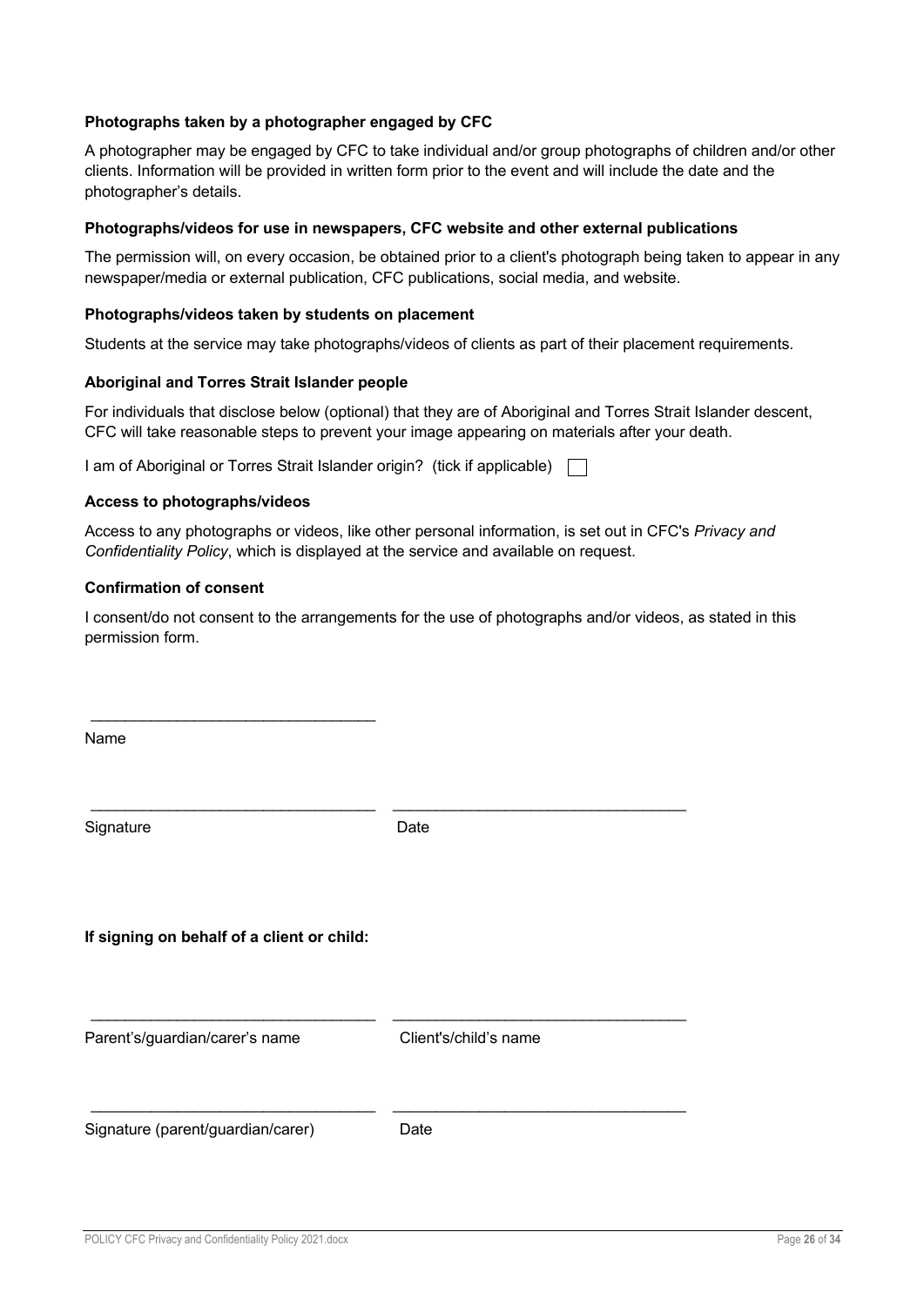**Photographs taken by a photographer engaged by CFC**

A photographer may be engaged by CFC to take individual and/or group photographs of children and/or other clients. Information will be provided in written form prior to the event and will include the date and the photographer's details.

**Photographs/videos for use in newspapers, CFC website and other external publications**

The permission will, on every occasion, be obtained prior to a client's photograph being taken to appear in any newspaper/media or external publication, CFC publications, social media, and website.

**Photographs/videos taken by students on placement**

Students at the service may take photographs/videos of clients as part of their placement requirements.

**Aboriginal and Torres Strait Islander people**

For individuals that disclose below (optional) that they are of Aboriginal and Torres Strait Islander descent, CFC will take reasonable steps to prevent your image appearing on materials after your death.

I am of Aboriginal or Torres Strait Islander origin? (tick if applicable) ☐

**Access to photographs/videos**

Access to any photographs or videos, like other personal information, is set out in CFC's *Privacy and Confidentiality Policy*, which is displayed at the service and available on request.

**Confirmation of consent**

I consent/do not consent to the arrangements for the use of photographs and/or videos, as stated in this permission form.

_________________________________

Name

_________________________________ _________________________________

Signature Date

**If signing on behalf of a client or child:**

_________________________________ _________________________________

Parent's/guardian/carer's name Client's/child's name

_________________________________ _________________________________

Signature (parent/guardian/carer) Date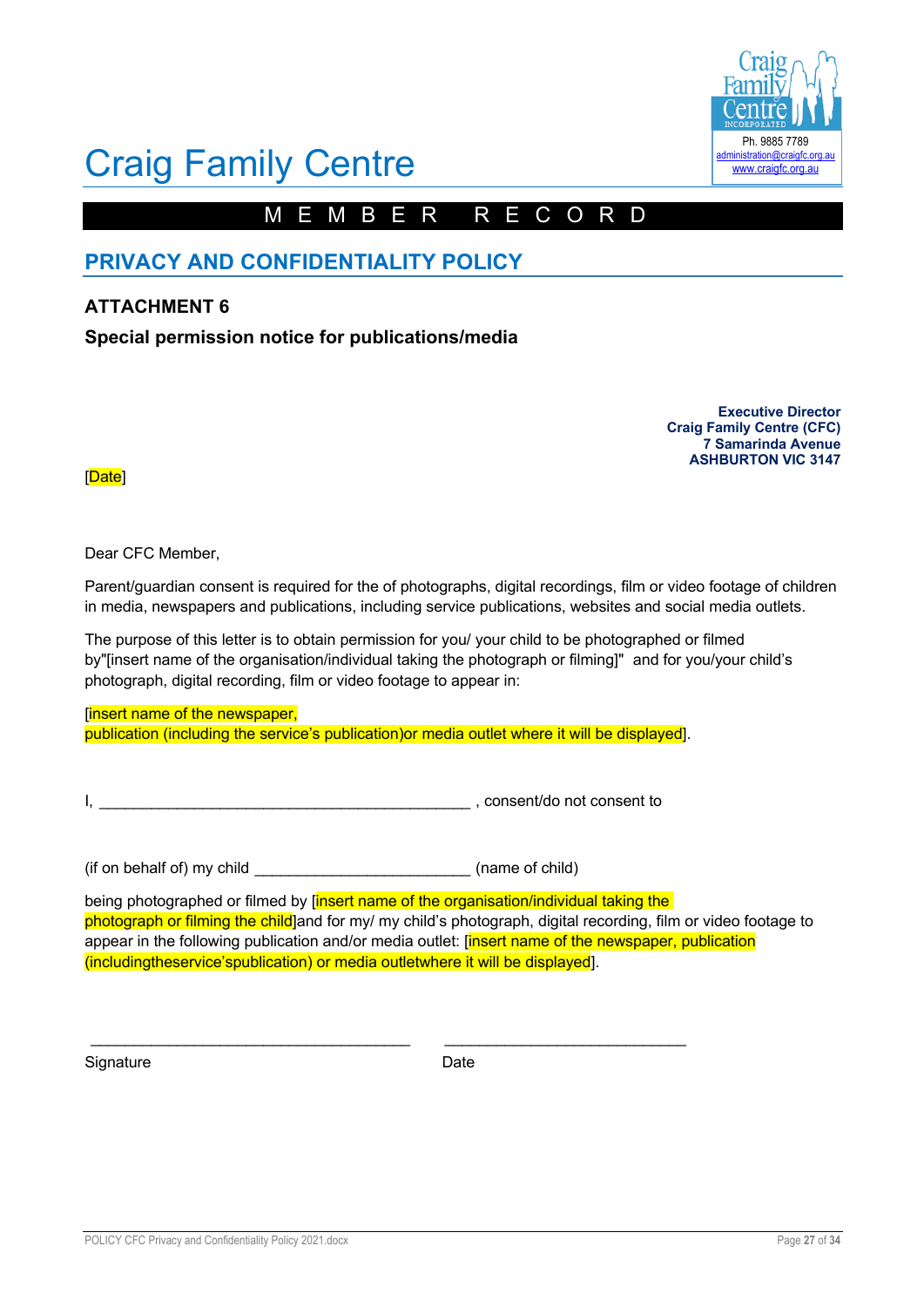# Craig Family Centre

Ph. 9885 7789
administration@craigfc.org.au
www.craigfc.org.au

MEMBER RECORD

## PRIVACY AND CONFIDENTIALITY POLICY

### ATTACHMENT 6

**Special permission notice for publications/media**

**Executive Director**
**Craig Family Centre (CFC)**
**7 Samarinda Avenue**
**ASHBURTON VIC 3147**

[Date]

Dear CFC Member,

Parent/guardian consent is required for the of photographs, digital recordings, film or video footage of children in media, newspapers and publications, including service publications, websites and social media outlets.

The purpose of this letter is to obtain permission for you/ your child to be photographed or filmed by"[insert name of the organisation/individual taking the photograph or filming]" and for you/your child's photograph, digital recording, film or video footage to appear in:

[insert name of the newspaper, publication (including the service's publication)or media outlet where it will be displayed].

I, ____________________________________________ , consent/do not consent to

(if on behalf of) my child _________________________ (name of child)

being photographed or filmed by [insert name of the organisation/individual taking the photograph or filming the child]and for my/ my child's photograph, digital recording, film or video footage to appear in the following publication and/or media outlet: [insert name of the newspaper, publication (includingtheservice'spublication) or media outletwhere it will be displayed].

______________________________________ ____________________________

Signature Date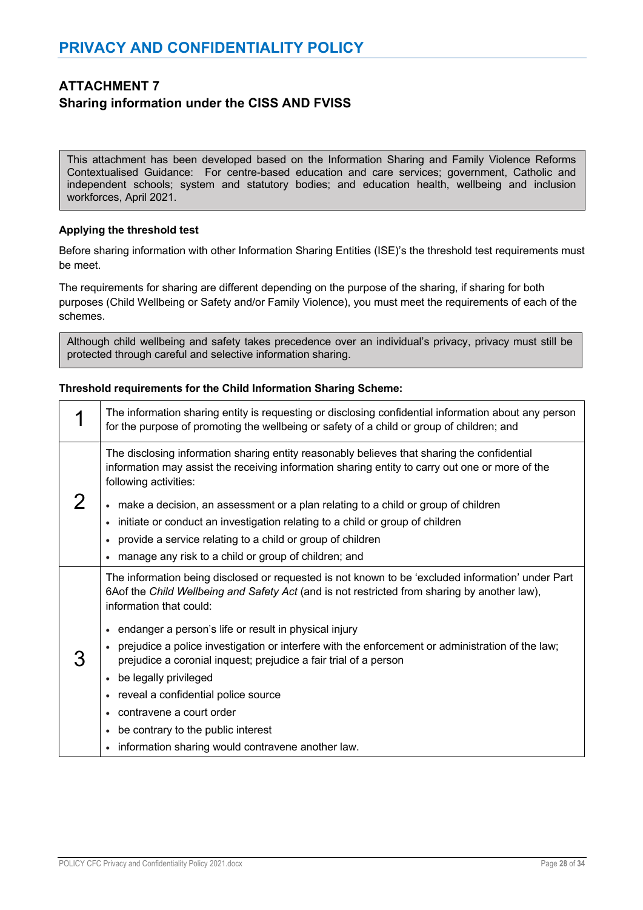# PRIVACY AND CONFIDENTIALITY POLICY

## ATTACHMENT 7
## Sharing information under the CISS AND FVISS

This attachment has been developed based on the Information Sharing and Family Violence Reforms Contextualised Guidance: For centre-based education and care services; government, Catholic and independent schools; system and statutory bodies; and education health, wellbeing and inclusion workforces, April 2021.

**Applying the threshold test**

Before sharing information with other Information Sharing Entities (ISE)'s the threshold test requirements must be meet.

The requirements for sharing are different depending on the purpose of the sharing, if sharing for both purposes (Child Wellbeing or Safety and/or Family Violence), you must meet the requirements of each of the schemes.

Although child wellbeing and safety takes precedence over an individual's privacy, privacy must still be protected through careful and selective information sharing.

**Threshold requirements for the Child Information Sharing Scheme:**

| | |
|---|---|
| 1 | The information sharing entity is requesting or disclosing confidential information about any person for the purpose of promoting the wellbeing or safety of a child or group of children; and |
| 2 | The disclosing information sharing entity reasonably believes that sharing the confidential information may assist the receiving information sharing entity to carry out one or more of the following activities:<br>• make a decision, an assessment or a plan relating to a child or group of children<br>• initiate or conduct an investigation relating to a child or group of children<br>• provide a service relating to a child or group of children<br>• manage any risk to a child or group of children; and |
| 3 | The information being disclosed or requested is not known to be 'excluded information' under Part 6Aof the *Child Wellbeing and Safety Act* (and is not restricted from sharing by another law), information that could:<br>• endanger a person's life or result in physical injury<br>• prejudice a police investigation or interfere with the enforcement or administration of the law; prejudice a coronial inquest; prejudice a fair trial of a person<br>• be legally privileged<br>• reveal a confidential police source<br>• contravene a court order<br>• be contrary to the public interest<br>• information sharing would contravene another law. |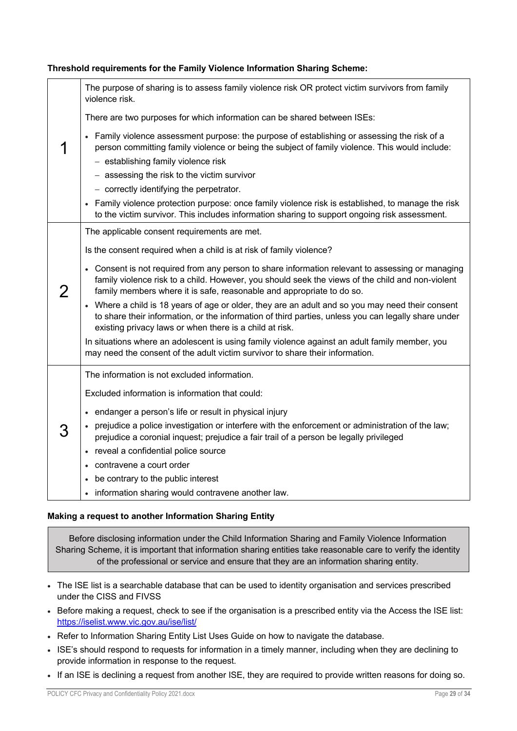**Threshold requirements for the Family Violence Information Sharing Scheme:**

| | |
|---|---|
| 1 | The purpose of sharing is to assess family violence risk OR protect victim survivors from family violence risk.<br><br>There are two purposes for which information can be shared between ISEs:<br><br>• Family violence assessment purpose: the purpose of establishing or assessing the risk of a person committing family violence or being the subject of family violence. This would include:<br>– establishing family violence risk<br>– assessing the risk to the victim survivor<br>– correctly identifying the perpetrator.<br>• Family violence protection purpose: once family violence risk is established, to manage the risk to the victim survivor. This includes information sharing to support ongoing risk assessment. |
| 2 | The applicable consent requirements are met.<br><br>Is the consent required when a child is at risk of family violence?<br><br>• Consent is not required from any person to share information relevant to assessing or managing family violence risk to a child. However, you should seek the views of the child and non-violent family members where it is safe, reasonable and appropriate to do so.<br>• Where a child is 18 years of age or older, they are an adult and so you may need their consent to share their information, or the information of third parties, unless you can legally share under existing privacy laws or when there is a child at risk.<br><br>In situations where an adolescent is using family violence against an adult family member, you may need the consent of the adult victim survivor to share their information. |
| 3 | The information is not excluded information.<br><br>Excluded information is information that could:<br><br>• endanger a person's life or result in physical injury<br>• prejudice a police investigation or interfere with the enforcement or administration of the law; prejudice a coronial inquest; prejudice a fair trail of a person be legally privileged<br>• reveal a confidential police source<br>• contravene a court order<br>• be contrary to the public interest<br>• information sharing would contravene another law. |

**Making a request to another Information Sharing Entity**

> Before disclosing information under the Child Information Sharing and Family Violence Information Sharing Scheme, it is important that information sharing entities take reasonable care to verify the identity of the professional or service and ensure that they are an information sharing entity.

- The ISE list is a searchable database that can be used to identity organisation and services prescribed under the CISS and FIVSS
- Before making a request, check to see if the organisation is a prescribed entity via the Access the ISE list: https://iselist.www.vic.gov.au/ise/list/
- Refer to Information Sharing Entity List Uses Guide on how to navigate the database.
- ISE's should respond to requests for information in a timely manner, including when they are declining to provide information in response to the request.
- If an ISE is declining a request from another ISE, they are required to provide written reasons for doing so.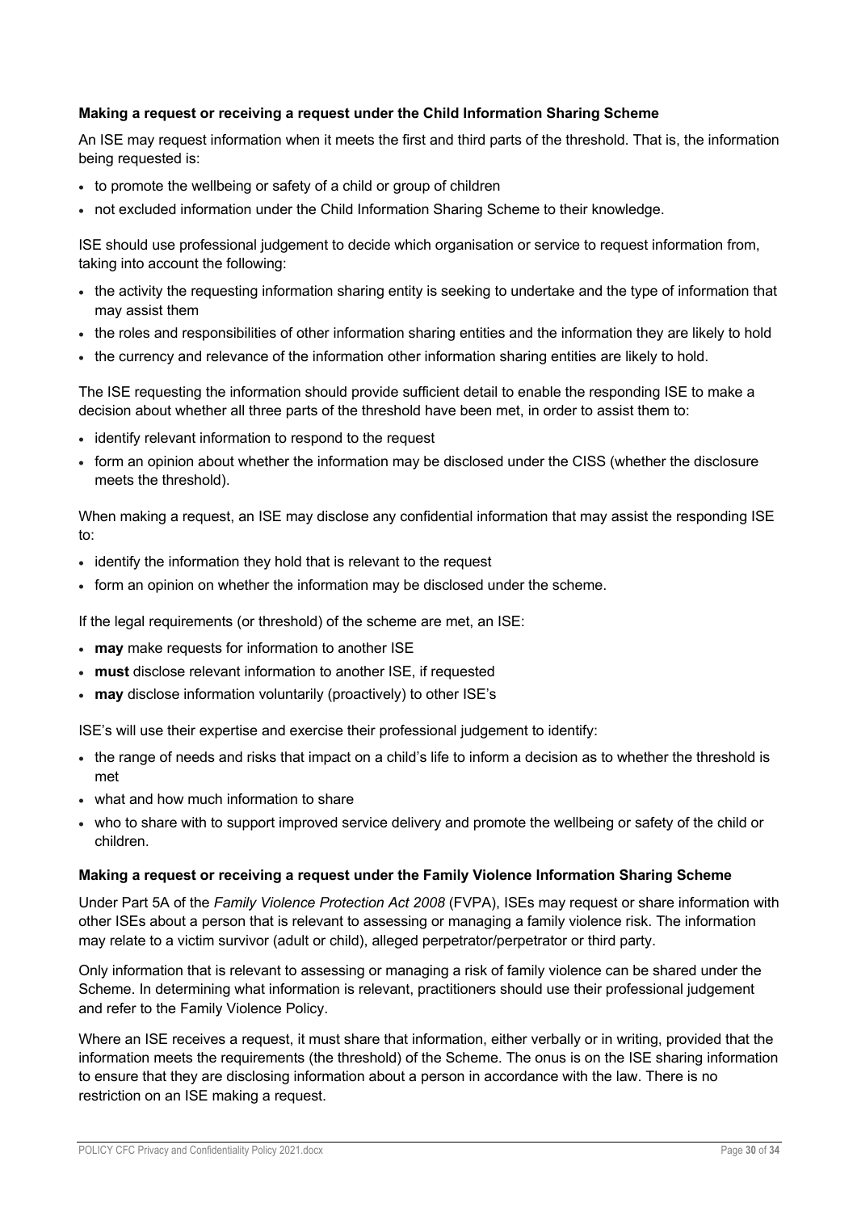**Making a request or receiving a request under the Child Information Sharing Scheme**

An ISE may request information when it meets the first and third parts of the threshold. That is, the information being requested is:

- to promote the wellbeing or safety of a child or group of children
- not excluded information under the Child Information Sharing Scheme to their knowledge.

ISE should use professional judgement to decide which organisation or service to request information from, taking into account the following:

- the activity the requesting information sharing entity is seeking to undertake and the type of information that may assist them
- the roles and responsibilities of other information sharing entities and the information they are likely to hold
- the currency and relevance of the information other information sharing entities are likely to hold.

The ISE requesting the information should provide sufficient detail to enable the responding ISE to make a decision about whether all three parts of the threshold have been met, in order to assist them to:

- identify relevant information to respond to the request
- form an opinion about whether the information may be disclosed under the CISS (whether the disclosure meets the threshold).

When making a request, an ISE may disclose any confidential information that may assist the responding ISE to:

- identify the information they hold that is relevant to the request
- form an opinion on whether the information may be disclosed under the scheme.

If the legal requirements (or threshold) of the scheme are met, an ISE:

- **may** make requests for information to another ISE
- **must** disclose relevant information to another ISE, if requested
- **may** disclose information voluntarily (proactively) to other ISE's

ISE's will use their expertise and exercise their professional judgement to identify:

- the range of needs and risks that impact on a child's life to inform a decision as to whether the threshold is met
- what and how much information to share
- who to share with to support improved service delivery and promote the wellbeing or safety of the child or children.

**Making a request or receiving a request under the Family Violence Information Sharing Scheme**

Under Part 5A of the *Family Violence Protection Act 2008* (FVPA), ISEs may request or share information with other ISEs about a person that is relevant to assessing or managing a family violence risk. The information may relate to a victim survivor (adult or child), alleged perpetrator/perpetrator or third party.

Only information that is relevant to assessing or managing a risk of family violence can be shared under the Scheme. In determining what information is relevant, practitioners should use their professional judgement and refer to the Family Violence Policy.

Where an ISE receives a request, it must share that information, either verbally or in writing, provided that the information meets the requirements (the threshold) of the Scheme. The onus is on the ISE sharing information to ensure that they are disclosing information about a person in accordance with the law. There is no restriction on an ISE making a request.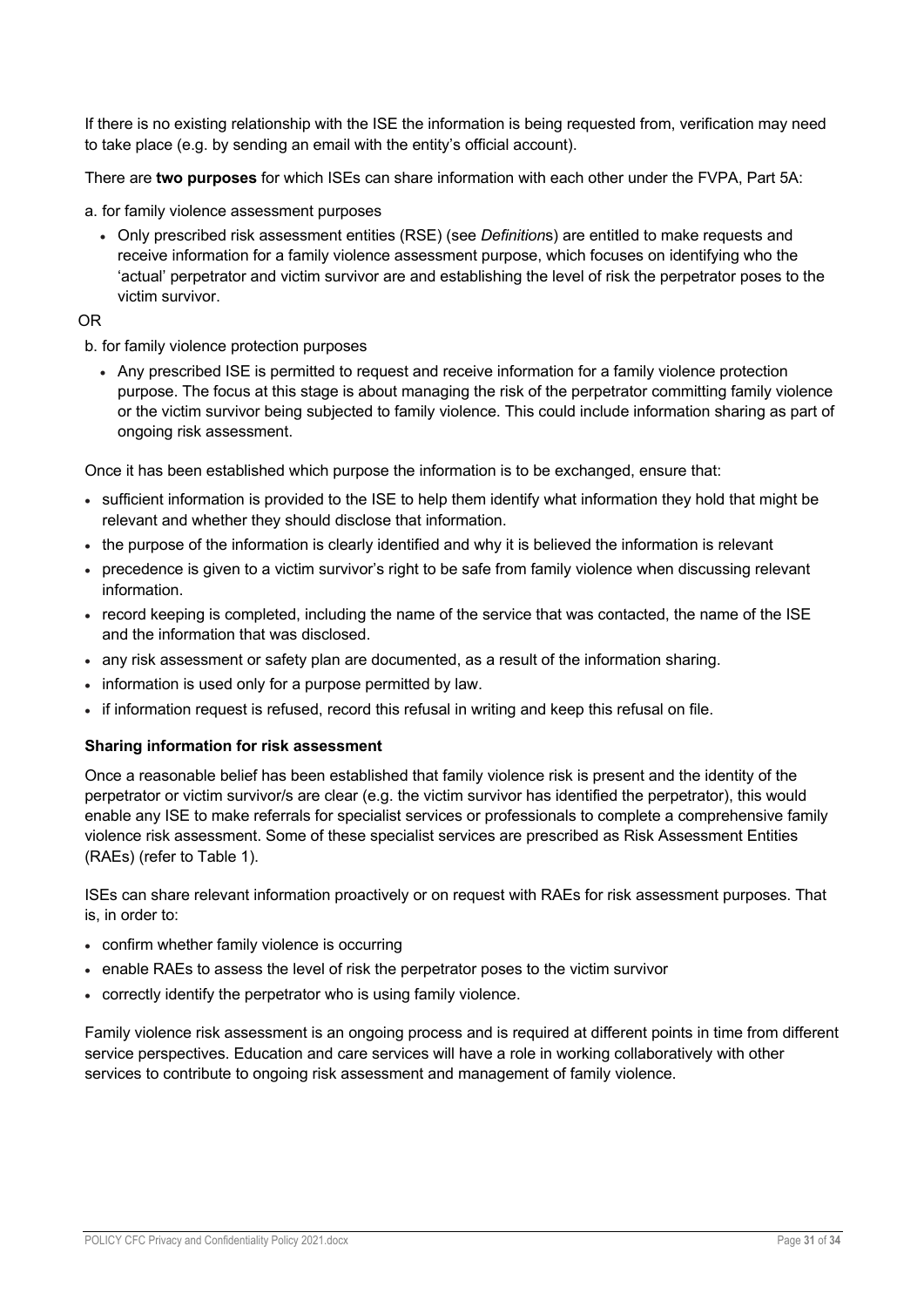If there is no existing relationship with the ISE the information is being requested from, verification may need to take place (e.g. by sending an email with the entity's official account).

There are **two purposes** for which ISEs can share information with each other under the FVPA, Part 5A:

a. for family violence assessment purposes

- Only prescribed risk assessment entities (RSE) (see *Definition*s) are entitled to make requests and receive information for a family violence assessment purpose, which focuses on identifying who the 'actual' perpetrator and victim survivor are and establishing the level of risk the perpetrator poses to the victim survivor.

OR

b. for family violence protection purposes

- Any prescribed ISE is permitted to request and receive information for a family violence protection purpose. The focus at this stage is about managing the risk of the perpetrator committing family violence or the victim survivor being subjected to family violence. This could include information sharing as part of ongoing risk assessment.

Once it has been established which purpose the information is to be exchanged, ensure that:

- sufficient information is provided to the ISE to help them identify what information they hold that might be relevant and whether they should disclose that information.
- the purpose of the information is clearly identified and why it is believed the information is relevant
- precedence is given to a victim survivor's right to be safe from family violence when discussing relevant information.
- record keeping is completed, including the name of the service that was contacted, the name of the ISE and the information that was disclosed.
- any risk assessment or safety plan are documented, as a result of the information sharing.
- information is used only for a purpose permitted by law.
- if information request is refused, record this refusal in writing and keep this refusal on file.

**Sharing information for risk assessment**

Once a reasonable belief has been established that family violence risk is present and the identity of the perpetrator or victim survivor/s are clear (e.g. the victim survivor has identified the perpetrator), this would enable any ISE to make referrals for specialist services or professionals to complete a comprehensive family violence risk assessment. Some of these specialist services are prescribed as Risk Assessment Entities (RAEs) (refer to Table 1).

ISEs can share relevant information proactively or on request with RAEs for risk assessment purposes. That is, in order to:

- confirm whether family violence is occurring
- enable RAEs to assess the level of risk the perpetrator poses to the victim survivor
- correctly identify the perpetrator who is using family violence.

Family violence risk assessment is an ongoing process and is required at different points in time from different service perspectives. Education and care services will have a role in working collaboratively with other services to contribute to ongoing risk assessment and management of family violence.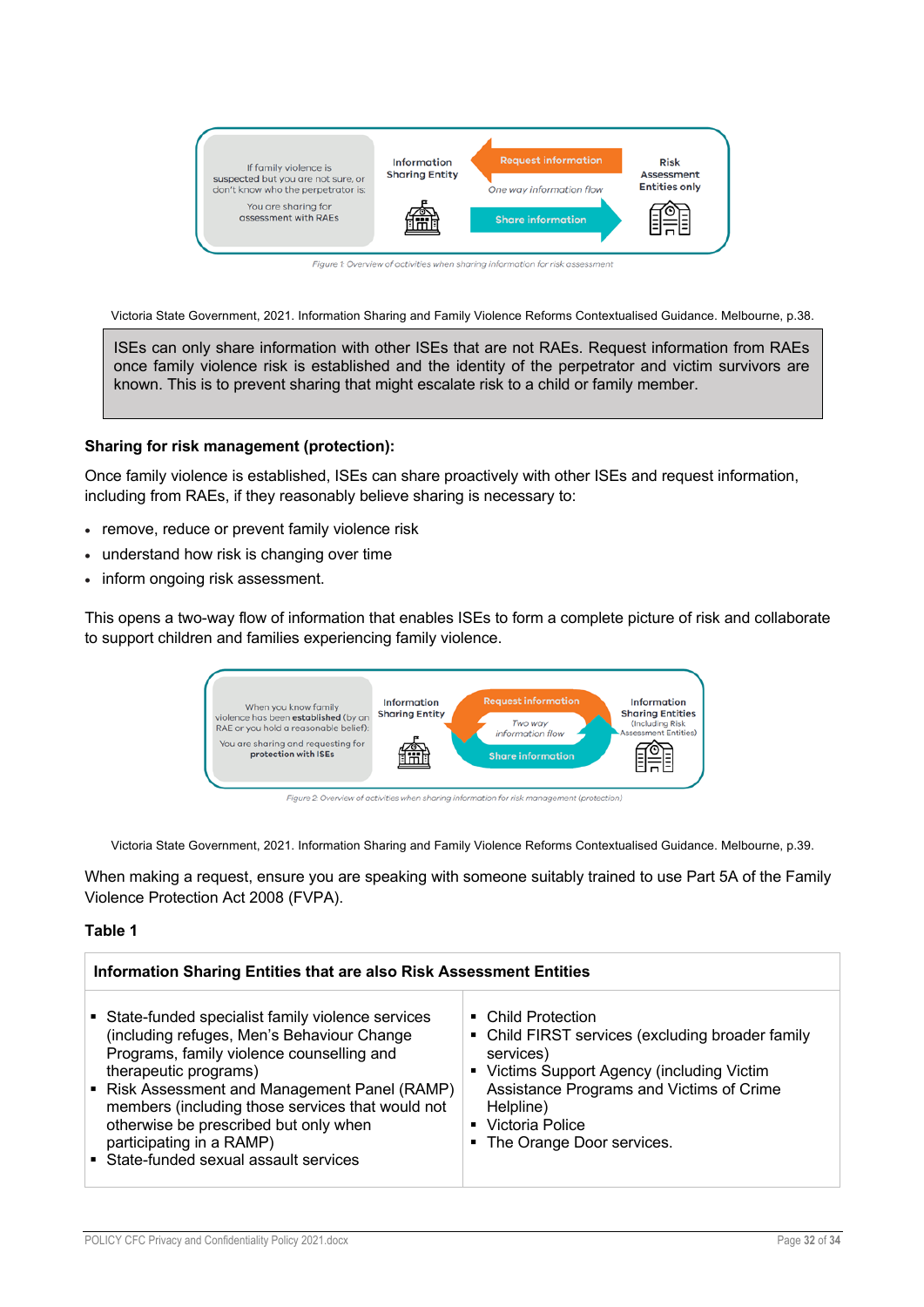If family violence is suspected but you are not sure, or don't know who the perpetrator is:

You are sharing for assessment with RAEs

Information Sharing Entity — Request information / One way information flow / Share information — Risk Assessment Entities only

Figure 1: Overview of activities when sharing information for risk assessment

Victoria State Government, 2021. Information Sharing and Family Violence Reforms Contextualised Guidance. Melbourne, p.38.

> ISEs can only share information with other ISEs that are not RAEs. Request information from RAEs once family violence risk is established and the identity of the perpetrator and victim survivors are known. This is to prevent sharing that might escalate risk to a child or family member.

**Sharing for risk management (protection):**

Once family violence is established, ISEs can share proactively with other ISEs and request information, including from RAEs, if they reasonably believe sharing is necessary to:

- remove, reduce or prevent family violence risk
- understand how risk is changing over time
- inform ongoing risk assessment.

This opens a two-way flow of information that enables ISEs to form a complete picture of risk and collaborate to support children and families experiencing family violence.

When you know family violence has been **established** (by an RAE or you hold a reasonable belief):

You are sharing and requesting for **protection with ISEs**

Information Sharing Entity — Request information / Two way information flow / Share information — Information Sharing Entities (Including Risk Assessment Entities)

Figure 2: Overview of activities when sharing information for risk management (protection)

Victoria State Government, 2021. Information Sharing and Family Violence Reforms Contextualised Guidance. Melbourne, p.39.

When making a request, ensure you are speaking with someone suitably trained to use Part 5A of the Family Violence Protection Act 2008 (FVPA).

**Table 1**

| Information Sharing Entities that are also Risk Assessment Entities | |
|---|---|
| ▪ State-funded specialist family violence services (including refuges, Men's Behaviour Change Programs, family violence counselling and therapeutic programs)<br>▪ Risk Assessment and Management Panel (RAMP) members (including those services that would not otherwise be prescribed but only when participating in a RAMP)<br>▪ State-funded sexual assault services | ▪ Child Protection<br>▪ Child FIRST services (excluding broader family services)<br>▪ Victims Support Agency (including Victim Assistance Programs and Victims of Crime Helpline)<br>▪ Victoria Police<br>▪ The Orange Door services. |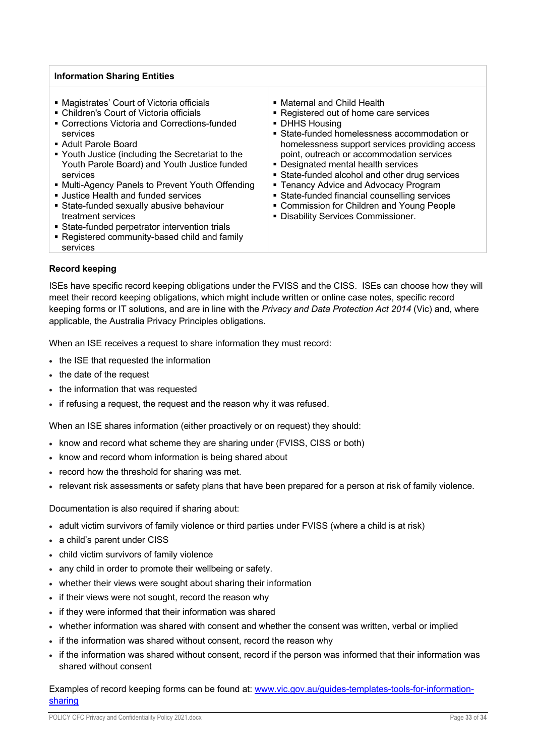| Information Sharing Entities | |
|---|---|
| ▪ Magistrates' Court of Victoria officials<br>▪ Children's Court of Victoria officials<br>▪ Corrections Victoria and Corrections-funded services<br>▪ Adult Parole Board<br>▪ Youth Justice (including the Secretariat to the Youth Parole Board) and Youth Justice funded services<br>▪ Multi-Agency Panels to Prevent Youth Offending<br>▪ Justice Health and funded services<br>▪ State-funded sexually abusive behaviour treatment services<br>▪ State-funded perpetrator intervention trials<br>▪ Registered community-based child and family services | ▪ Maternal and Child Health<br>▪ Registered out of home care services<br>▪ DHHS Housing<br>▪ State-funded homelessness accommodation or homelessness support services providing access point, outreach or accommodation services<br>▪ Designated mental health services<br>▪ State-funded alcohol and other drug services<br>▪ Tenancy Advice and Advocacy Program<br>▪ State-funded financial counselling services<br>▪ Commission for Children and Young People<br>▪ Disability Services Commissioner. |

**Record keeping**

ISEs have specific record keeping obligations under the FVISS and the CISS. ISEs can choose how they will meet their record keeping obligations, which might include written or online case notes, specific record keeping forms or IT solutions, and are in line with the *Privacy and Data Protection Act 2014* (Vic) and, where applicable, the Australia Privacy Principles obligations.

When an ISE receives a request to share information they must record:

- the ISE that requested the information
- the date of the request
- the information that was requested
- if refusing a request, the request and the reason why it was refused.

When an ISE shares information (either proactively or on request) they should:

- know and record what scheme they are sharing under (FVISS, CISS or both)
- know and record whom information is being shared about
- record how the threshold for sharing was met.
- relevant risk assessments or safety plans that have been prepared for a person at risk of family violence.

Documentation is also required if sharing about:

- adult victim survivors of family violence or third parties under FVISS (where a child is at risk)
- a child's parent under CISS
- child victim survivors of family violence
- any child in order to promote their wellbeing or safety.
- whether their views were sought about sharing their information
- if their views were not sought, record the reason why
- if they were informed that their information was shared
- whether information was shared with consent and whether the consent was written, verbal or implied
- if the information was shared without consent, record the reason why
- if the information was shared without consent, record if the person was informed that their information was shared without consent

Examples of record keeping forms can be found at: [www.vic.gov.au/guides-templates-tools-for-information-sharing](www.vic.gov.au/guides-templates-tools-for-information-sharing)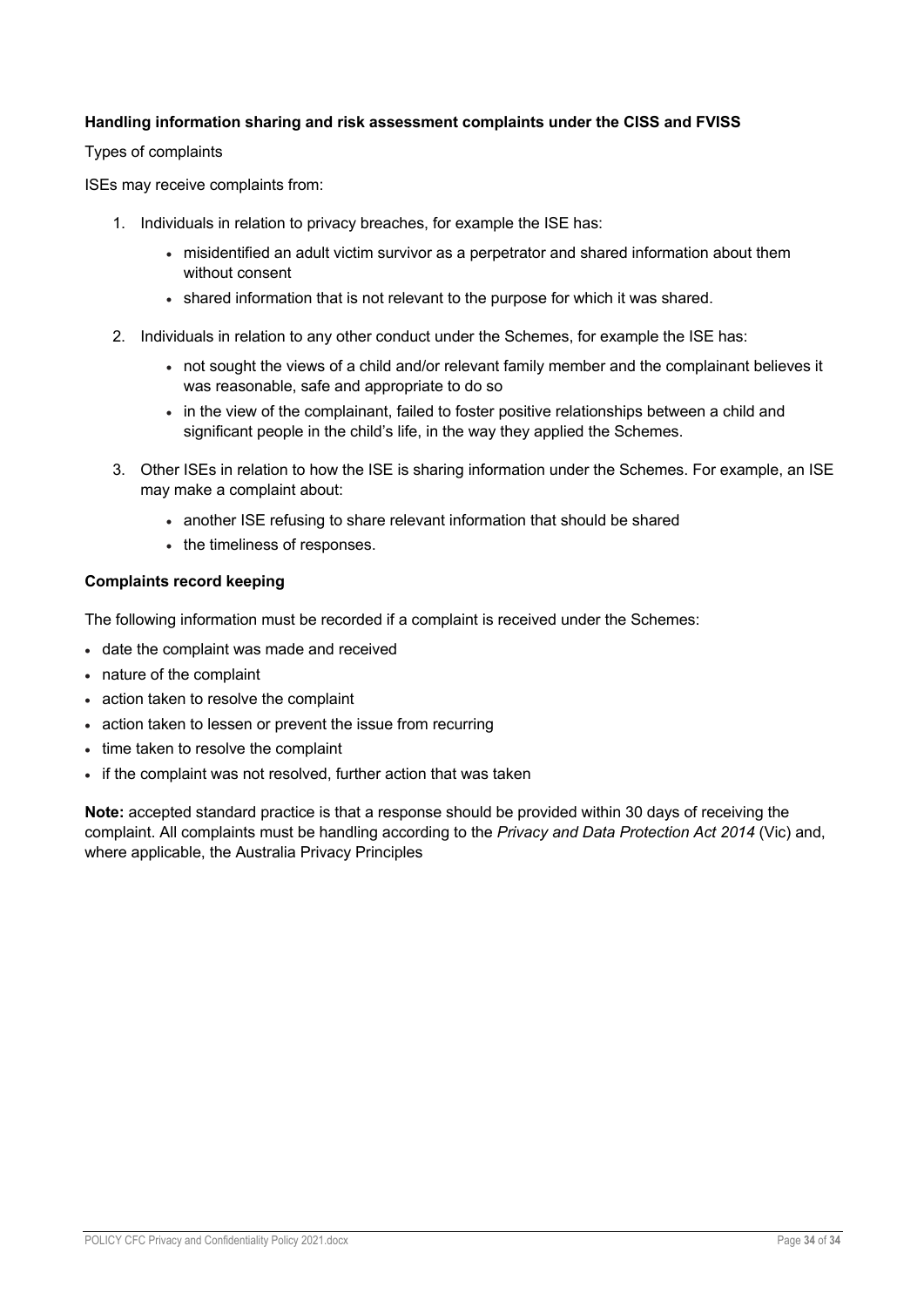**Handling information sharing and risk assessment complaints under the CISS and FVISS**

Types of complaints

ISEs may receive complaints from:

1. Individuals in relation to privacy breaches, for example the ISE has:
    - misidentified an adult victim survivor as a perpetrator and shared information about them without consent
    - shared information that is not relevant to the purpose for which it was shared.
2. Individuals in relation to any other conduct under the Schemes, for example the ISE has:
    - not sought the views of a child and/or relevant family member and the complainant believes it was reasonable, safe and appropriate to do so
    - in the view of the complainant, failed to foster positive relationships between a child and significant people in the child's life, in the way they applied the Schemes.
3. Other ISEs in relation to how the ISE is sharing information under the Schemes. For example, an ISE may make a complaint about:
    - another ISE refusing to share relevant information that should be shared
    - the timeliness of responses.

**Complaints record keeping**

The following information must be recorded if a complaint is received under the Schemes:

- date the complaint was made and received
- nature of the complaint
- action taken to resolve the complaint
- action taken to lessen or prevent the issue from recurring
- time taken to resolve the complaint
- if the complaint was not resolved, further action that was taken

**Note:** accepted standard practice is that a response should be provided within 30 days of receiving the complaint. All complaints must be handling according to the *Privacy and Data Protection Act 2014* (Vic) and, where applicable, the Australia Privacy Principles